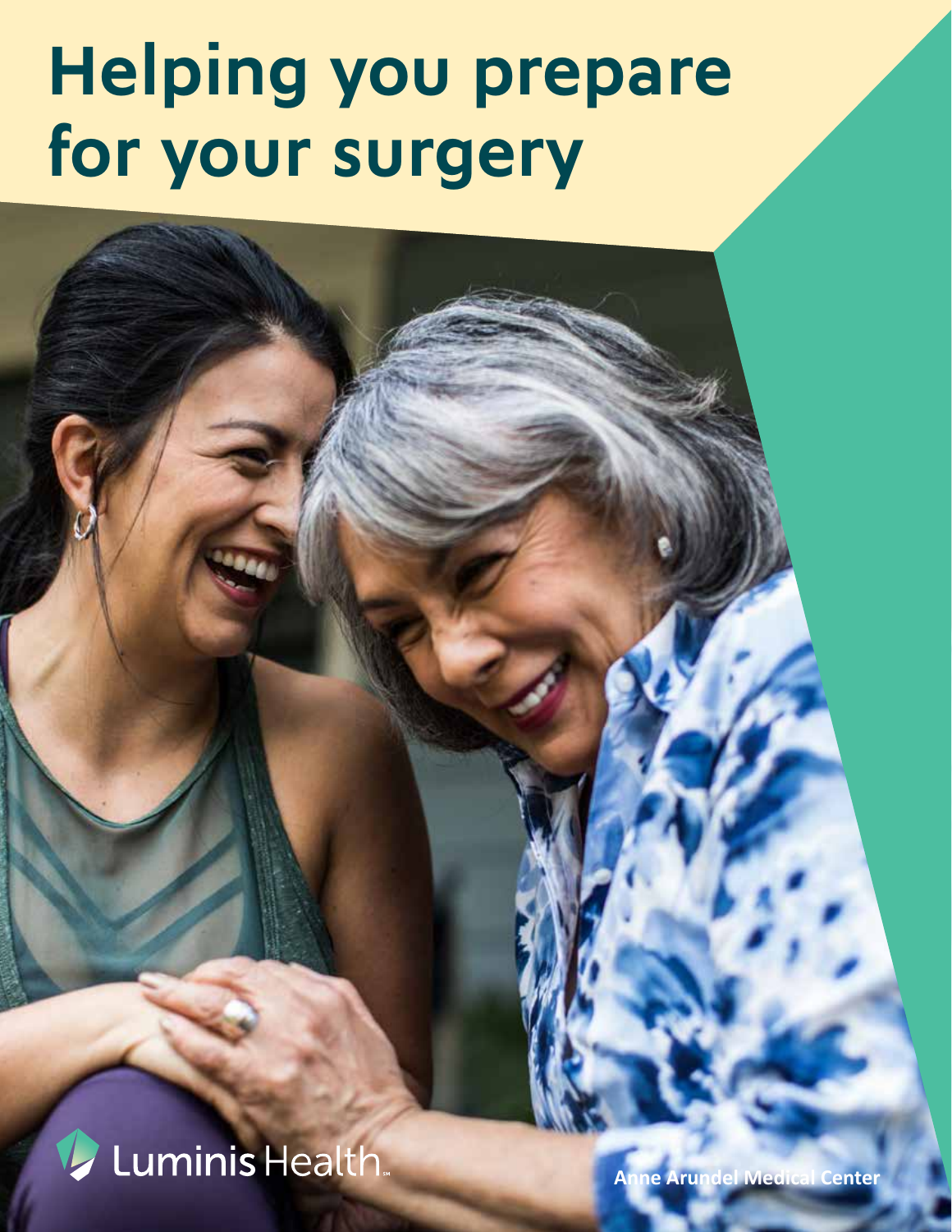# Helping you prepare for your surgery

Luminis Health

Anne Arundel Medical Center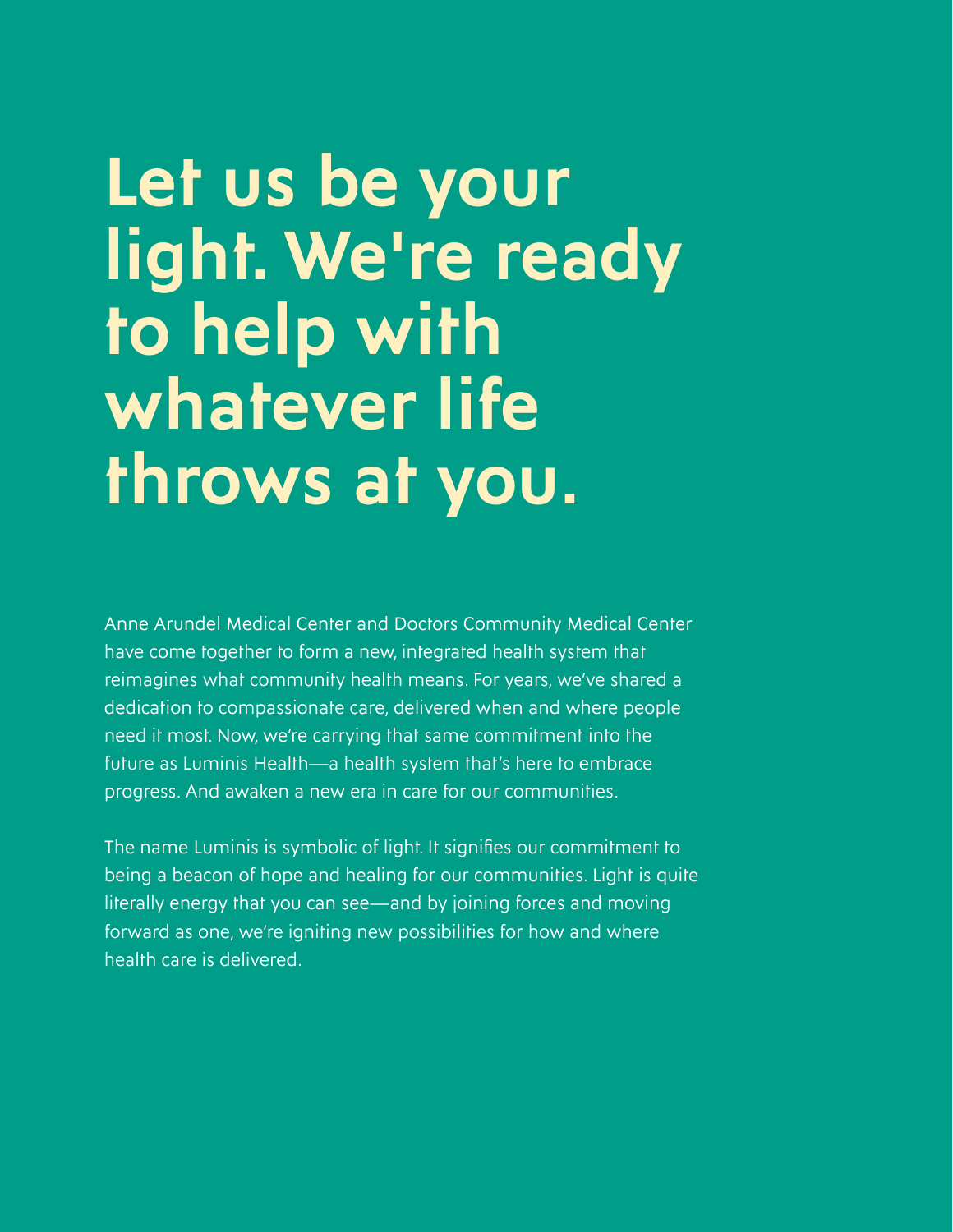# Let us be your light. We're ready to help with whatever life throws at you.

Anne Arundel Medical Center and Doctors Community Medical Center have come together to form a new, integrated health system that reimagines what community health means. For years, we've shared a dedication to compassionate care, delivered when and where people need it most. Now, we're carrying that same commitment into the future as Luminis Health—a health system that's here to embrace progress. And awaken a new era in care for our communities.

The name Luminis is symbolic of light. It signifies our commitment to being a beacon of hope and healing for our communities. Light is quite literally energy that you can see—and by joining forces and moving forward as one, we're igniting new possibilities for how and where health care is delivered.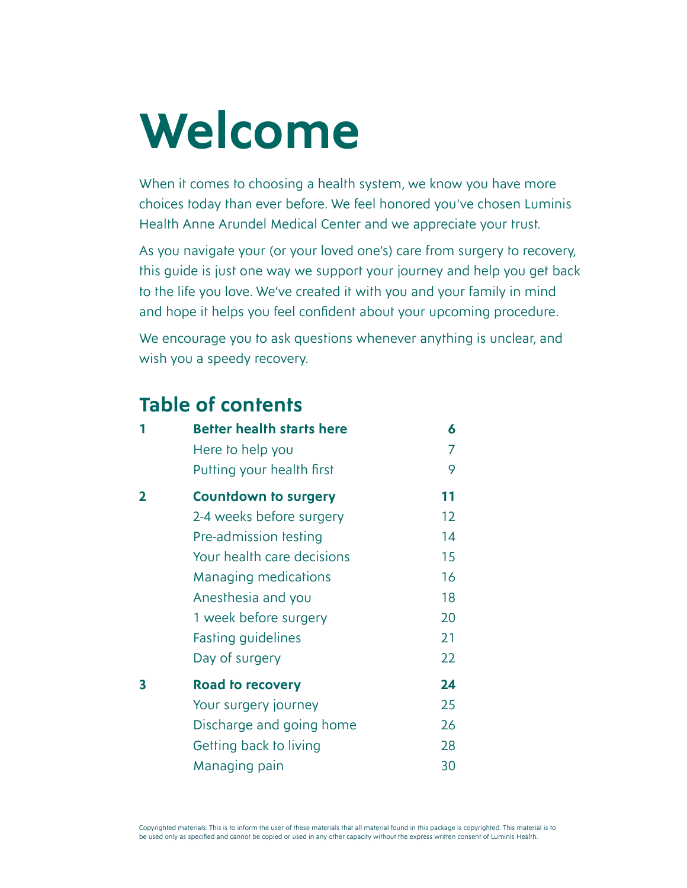# Welcome

When it comes to choosing a health system, we know you have more choices today than ever before. We feel honored you've chosen Luminis Health Anne Arundel Medical Center and we appreciate your trust.

As you navigate your (or your loved one's) care from surgery to recovery, this guide is just one way we support your journey and help you get back to the life you love. We've created it with you and your family in mind and hope it helps you feel confident about your upcoming procedure.

We encourage you to ask questions whenever anything is unclear, and wish you a speedy recovery.

## Table of contents

| | | |
|---|---|---|
| **1** | **Better health starts here** | **6** |
| | Here to help you | 7 |
| | Putting your health first | 9 |
| **2** | **Countdown to surgery** | **11** |
| | 2-4 weeks before surgery | 12 |
| | Pre-admission testing | 14 |
| | Your health care decisions | 15 |
| | Managing medications | 16 |
| | Anesthesia and you | 18 |
| | 1 week before surgery | 20 |
| | Fasting guidelines | 21 |
| | Day of surgery | 22 |
| **3** | **Road to recovery** | **24** |
| | Your surgery journey | 25 |
| | Discharge and going home | 26 |
| | Getting back to living | 28 |
| | Managing pain | 30 |

Copyrighted materials: This is to inform the user of these materials that all material found in this package is copyrighted. This material is to be used only as specified and cannot be copied or used in any other capacity without the express written consent of Luminis Health.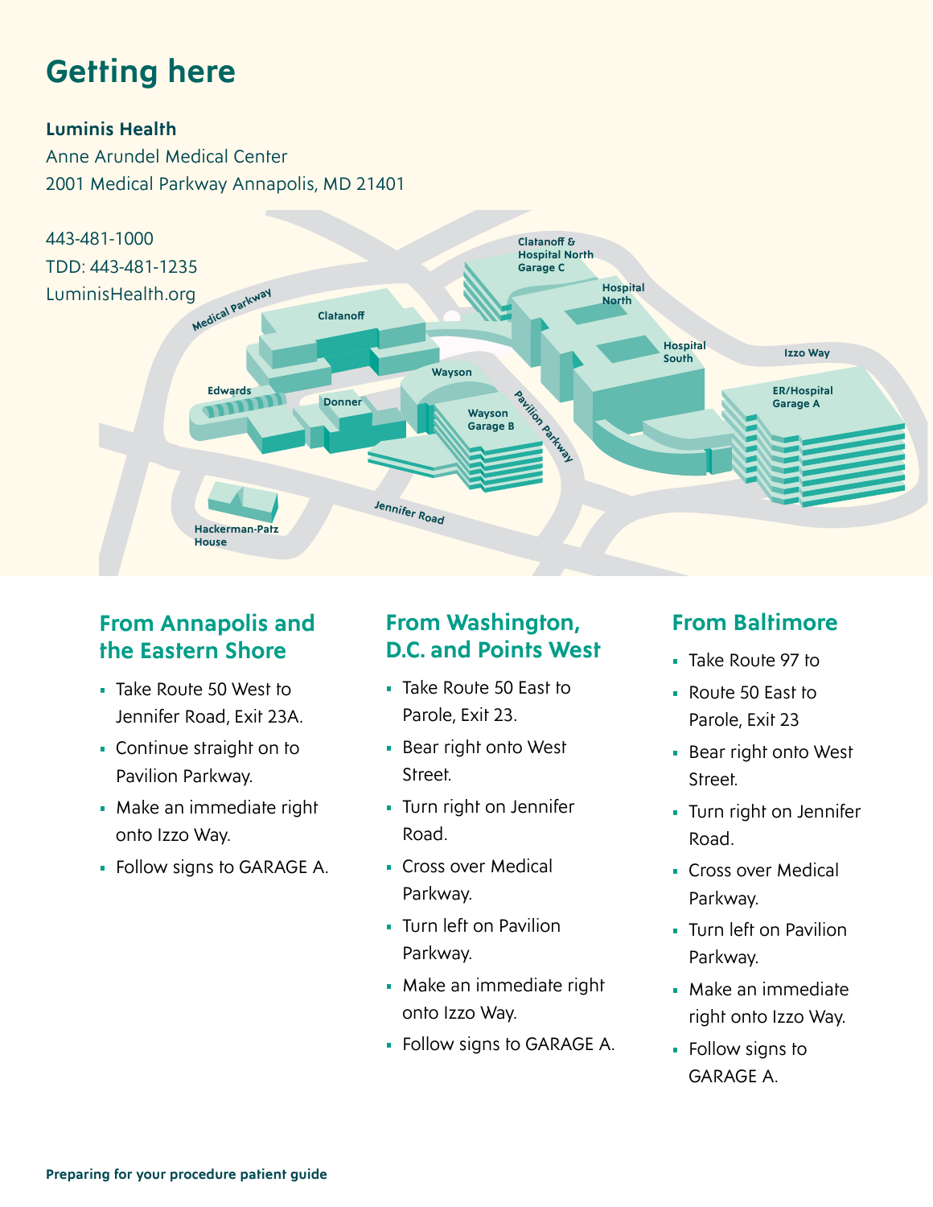# Getting here

**Luminis Health**

Anne Arundel Medical Center
2001 Medical Parkway Annapolis, MD 21401

443-481-1000
TDD: 443-481-1235
LuminisHealth.org

Medical Parkway
Clatanoff
Clatanoff & Hospital North Garage C
Hospital North
Hospital South
Izzo Way
Wayson
Edwards
Donner
Wayson Garage B
Pavilion Parkway
ER/Hospital Garage A
Jennifer Road
Hackerman-Patz House

## From Annapolis and the Eastern Shore

- Take Route 50 West to Jennifer Road, Exit 23A.
- Continue straight on to Pavilion Parkway.
- Make an immediate right onto Izzo Way.
- Follow signs to GARAGE A.

## From Washington, D.C. and Points West

- Take Route 50 East to Parole, Exit 23.
- Bear right onto West Street.
- Turn right on Jennifer Road.
- Cross over Medical Parkway.
- Turn left on Pavilion Parkway.
- Make an immediate right onto Izzo Way.
- Follow signs to GARAGE A.

## From Baltimore

- Take Route 97 to
- Route 50 East to Parole, Exit 23
- Bear right onto West Street.
- Turn right on Jennifer Road.
- Cross over Medical Parkway.
- Turn left on Pavilion Parkway.
- Make an immediate right onto Izzo Way.
- Follow signs to GARAGE A.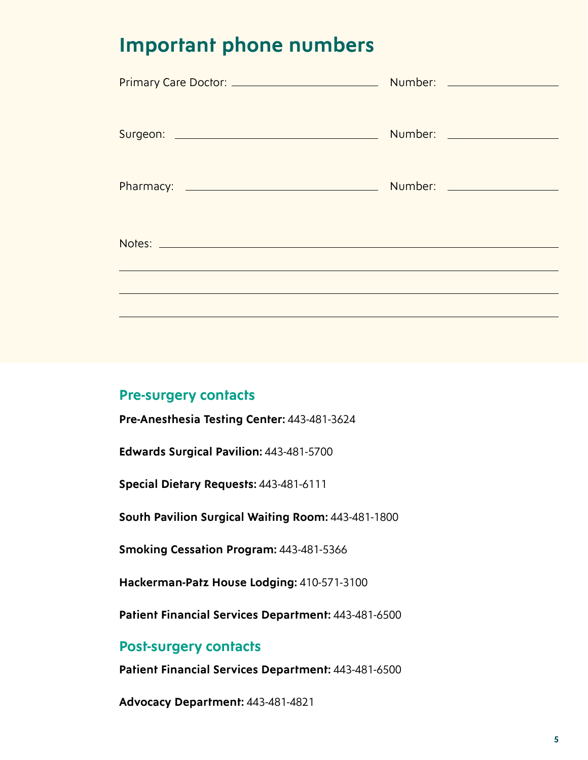# Important phone numbers

Primary Care Doctor: ______________________ Number: ______________

Surgeon: ______________________ Number: ______________

Pharmacy: ______________________ Number: ______________

Notes: ____________________________________________

____________________________________________

____________________________________________

____________________________________________

## Pre-surgery contacts

**Pre-Anesthesia Testing Center:** 443-481-3624

**Edwards Surgical Pavilion:** 443-481-5700

**Special Dietary Requests:** 443-481-6111

**South Pavilion Surgical Waiting Room:** 443-481-1800

**Smoking Cessation Program:** 443-481-5366

**Hackerman-Patz House Lodging:** 410-571-3100

**Patient Financial Services Department:** 443-481-6500

## Post-surgery contacts

**Patient Financial Services Department:** 443-481-6500

**Advocacy Department:** 443-481-4821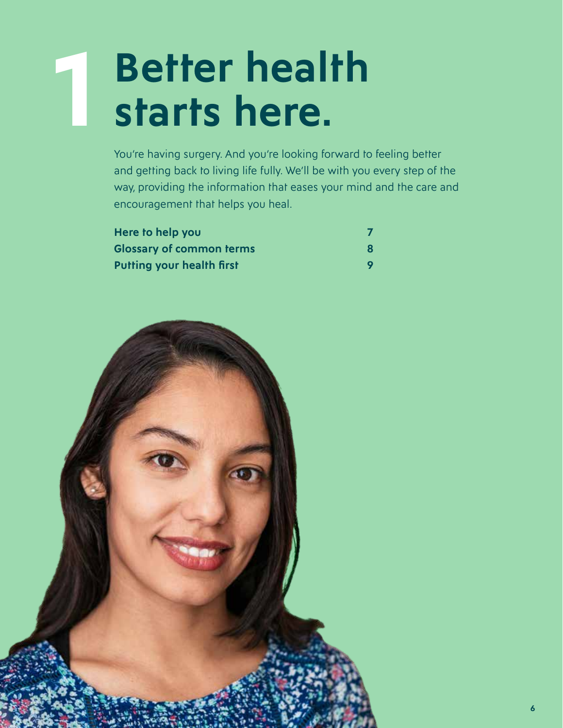# 1 Better health starts here.

You're having surgery. And you're looking forward to feeling better and getting back to living life fully. We'll be with you every step of the way, providing the information that eases your mind and the care and encouragement that helps you heal.

| | |
|---|---|
| **Here to help you** | **7** |
| **Glossary of common terms** | **8** |
| **Putting your health first** | **9** |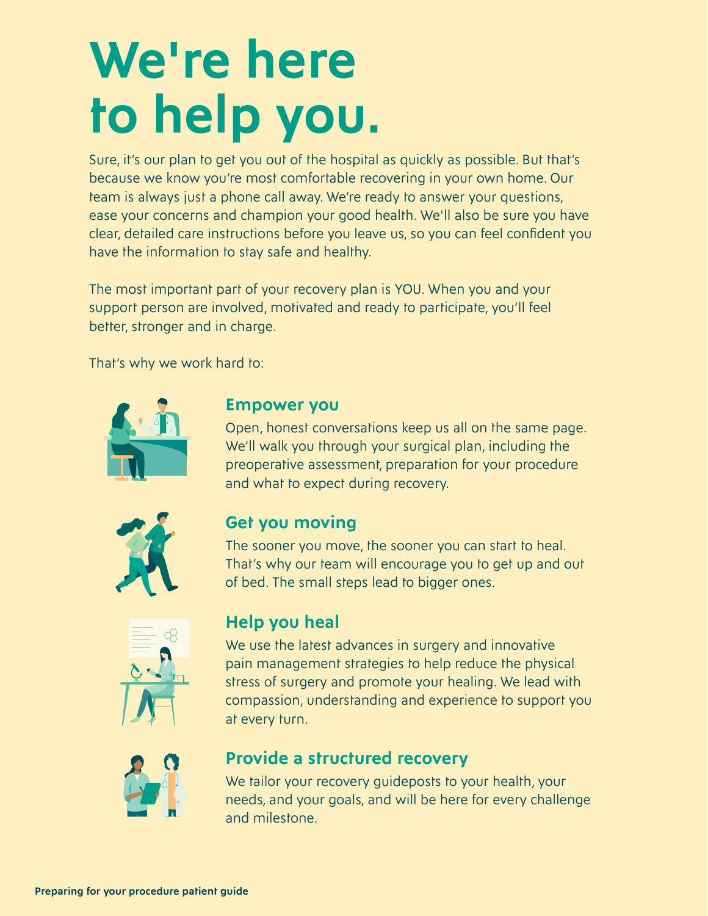# We're here to help you.

Sure, it's our plan to get you out of the hospital as quickly as possible. But that's because we know you're most comfortable recovering in your own home. Our team is always just a phone call away. We're ready to answer your questions, ease your concerns and champion your good health. We'll also be sure you have clear, detailed care instructions before you leave us, so you can feel confident you have the information to stay safe and healthy.

The most important part of your recovery plan is YOU. When you and your support person are involved, motivated and ready to participate, you'll feel better, stronger and in charge.

That's why we work hard to:

## Empower you

Open, honest conversations keep us all on the same page. We'll walk you through your surgical plan, including the preoperative assessment, preparation for your procedure and what to expect during recovery.

## Get you moving

The sooner you move, the sooner you can start to heal. That's why our team will encourage you to get up and out of bed. The small steps lead to bigger ones.

## Help you heal

We use the latest advances in surgery and innovative pain management strategies to help reduce the physical stress of surgery and promote your healing. We lead with compassion, understanding and experience to support you at every turn.

## Provide a structured recovery

We tailor your recovery guideposts to your health, your needs, and your goals, and will be here for every challenge and milestone.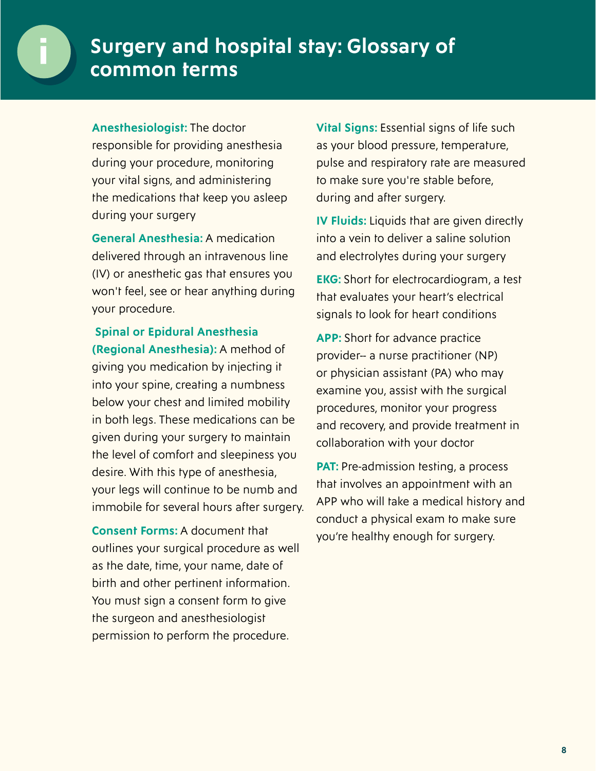# Surgery and hospital stay: Glossary of common terms

**Anesthesiologist:** The doctor responsible for providing anesthesia during your procedure, monitoring your vital signs, and administering the medications that keep you asleep during your surgery

**General Anesthesia:** A medication delivered through an intravenous line (IV) or anesthetic gas that ensures you won't feel, see or hear anything during your procedure.

**Spinal or Epidural Anesthesia (Regional Anesthesia):** A method of giving you medication by injecting it into your spine, creating a numbness below your chest and limited mobility in both legs. These medications can be given during your surgery to maintain the level of comfort and sleepiness you desire. With this type of anesthesia, your legs will continue to be numb and immobile for several hours after surgery.

**Consent Forms:** A document that outlines your surgical procedure as well as the date, time, your name, date of birth and other pertinent information. You must sign a consent form to give the surgeon and anesthesiologist permission to perform the procedure.

**Vital Signs:** Essential signs of life such as your blood pressure, temperature, pulse and respiratory rate are measured to make sure you're stable before, during and after surgery.

**IV Fluids:** Liquids that are given directly into a vein to deliver a saline solution and electrolytes during your surgery

**EKG:** Short for electrocardiogram, a test that evaluates your heart's electrical signals to look for heart conditions

**APP:** Short for advance practice provider-- a nurse practitioner (NP) or physician assistant (PA) who may examine you, assist with the surgical procedures, monitor your progress and recovery, and provide treatment in collaboration with your doctor

**PAT:** Pre-admission testing, a process that involves an appointment with an APP who will take a medical history and conduct a physical exam to make sure you're healthy enough for surgery.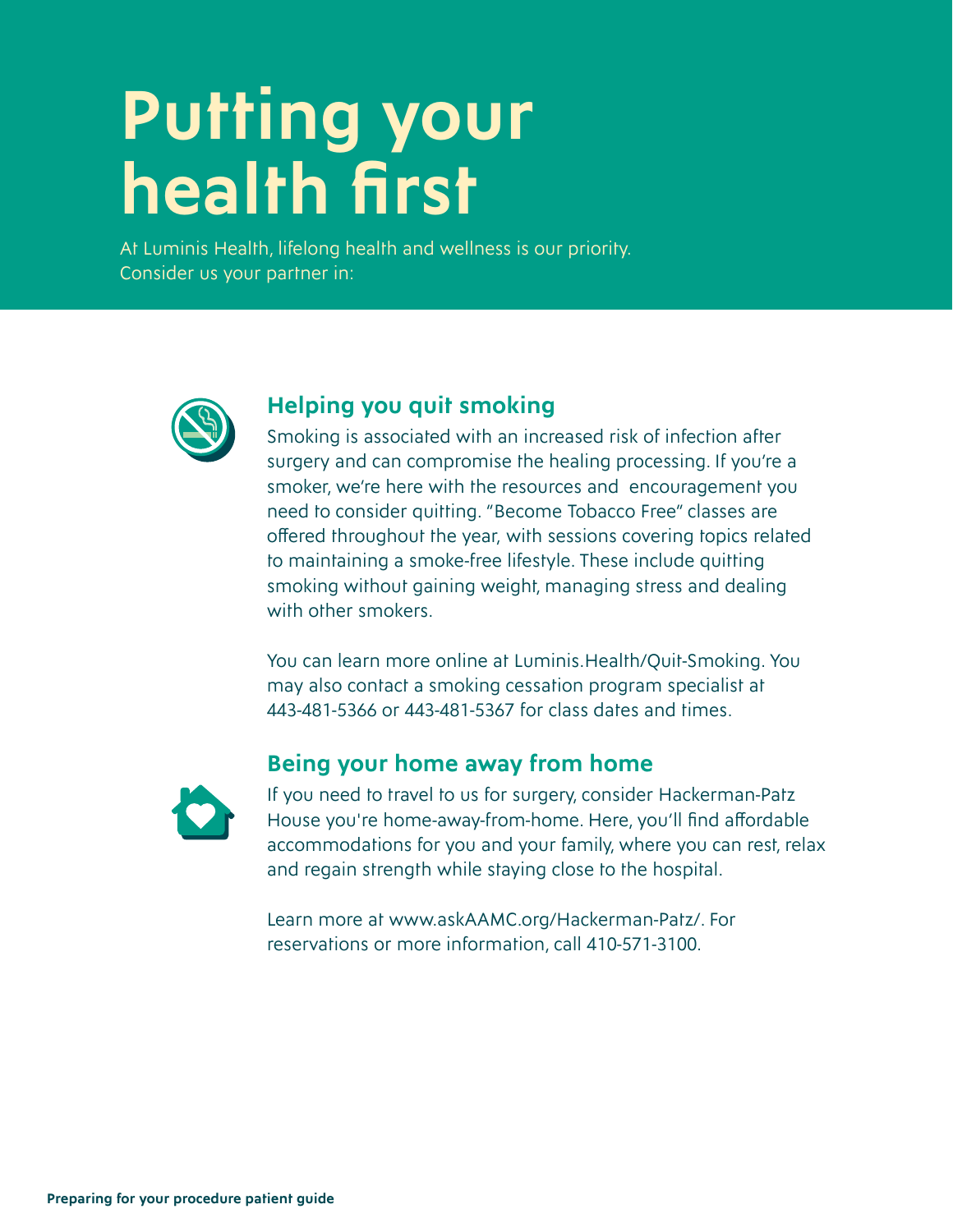# Putting your health first

At Luminis Health, lifelong health and wellness is our priority. Consider us your partner in:

## Helping you quit smoking

Smoking is associated with an increased risk of infection after surgery and can compromise the healing processing. If you're a smoker, we're here with the resources and encouragement you need to consider quitting. "Become Tobacco Free" classes are offered throughout the year, with sessions covering topics related to maintaining a smoke-free lifestyle. These include quitting smoking without gaining weight, managing stress and dealing with other smokers.

You can learn more online at Luminis.Health/Quit-Smoking. You may also contact a smoking cessation program specialist at 443-481-5366 or 443-481-5367 for class dates and times.

## Being your home away from home

If you need to travel to us for surgery, consider Hackerman-Patz House you're home-away-from-home. Here, you'll find affordable accommodations for you and your family, where you can rest, relax and regain strength while staying close to the hospital.

Learn more at www.askAAMC.org/Hackerman-Patz/. For reservations or more information, call 410-571-3100.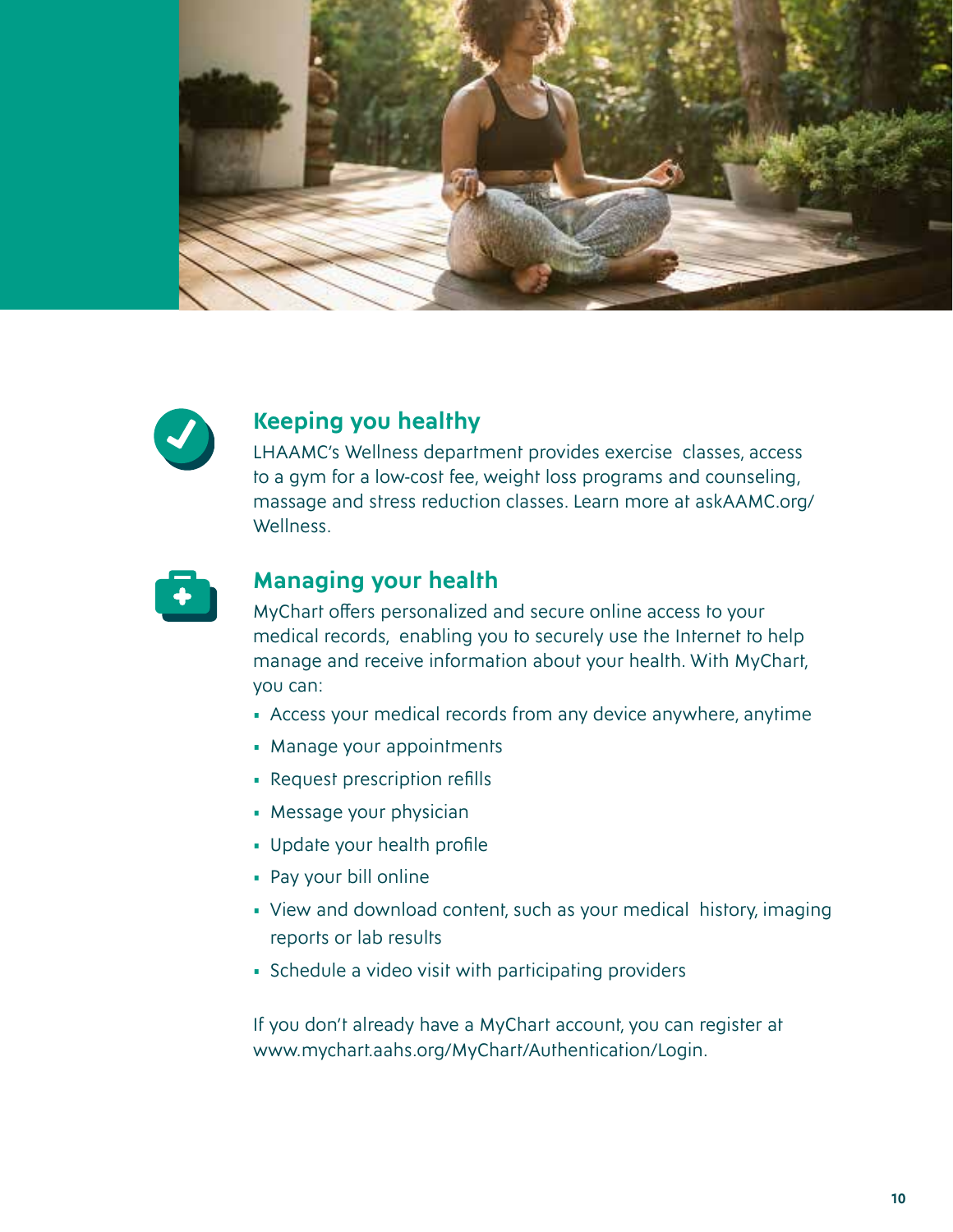## Keeping you healthy

LHAAMC's Wellness department provides exercise classes, access to a gym for a low-cost fee, weight loss programs and counseling, massage and stress reduction classes. Learn more at askAAMC.org/Wellness.

## Managing your health

MyChart offers personalized and secure online access to your medical records, enabling you to securely use the Internet to help manage and receive information about your health. With MyChart, you can:

- Access your medical records from any device anywhere, anytime
- Manage your appointments
- Request prescription refills
- Message your physician
- Update your health profile
- Pay your bill online
- View and download content, such as your medical history, imaging reports or lab results
- Schedule a video visit with participating providers

If you don't already have a MyChart account, you can register at www.mychart.aahs.org/MyChart/Authentication/Login.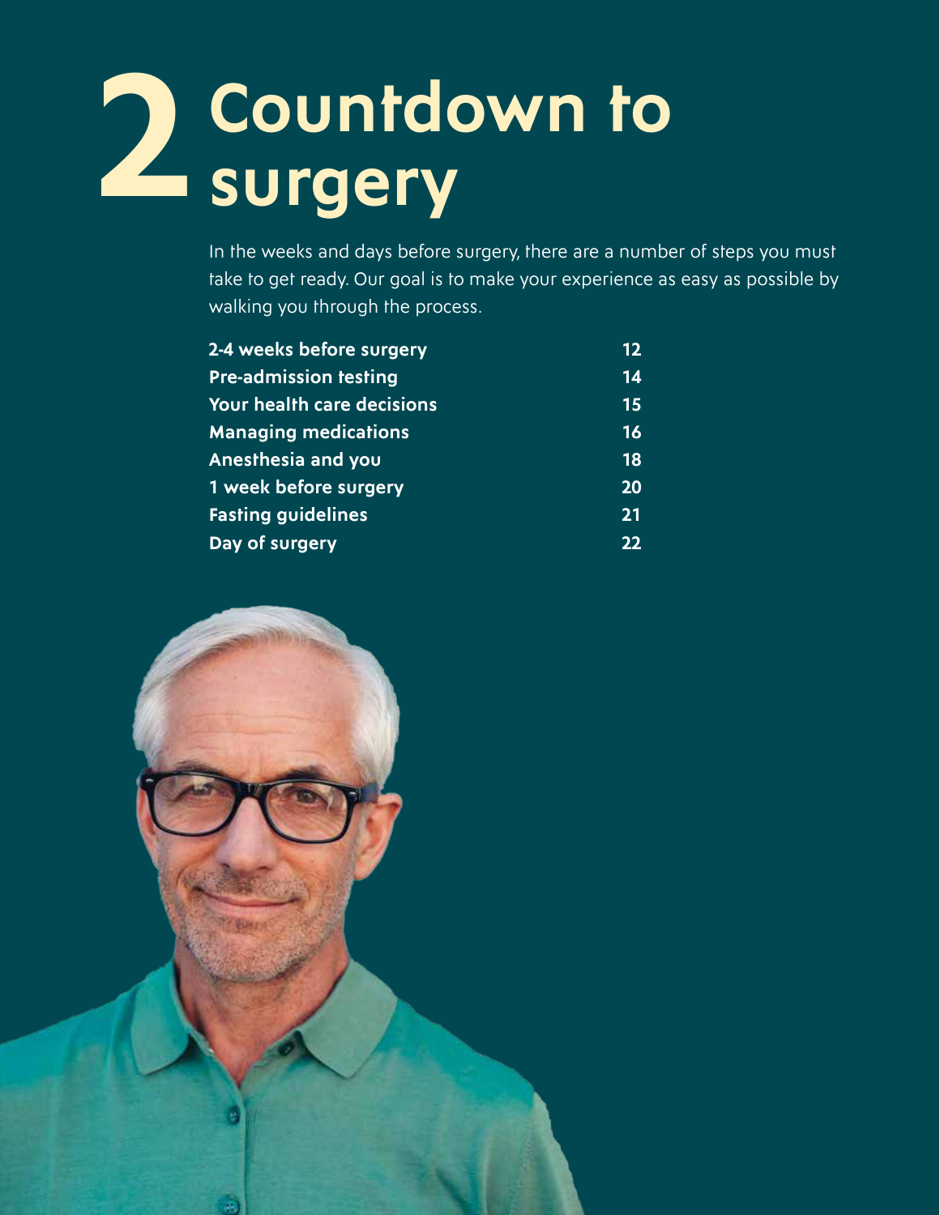# 2 Countdown to surgery

In the weeks and days before surgery, there are a number of steps you must take to get ready. Our goal is to make your experience as easy as possible by walking you through the process.

| | |
|---|---|
| **2-4 weeks before surgery** | **12** |
| **Pre-admission testing** | **14** |
| **Your health care decisions** | **15** |
| **Managing medications** | **16** |
| **Anesthesia and you** | **18** |
| **1 week before surgery** | **20** |
| **Fasting guidelines** | **21** |
| **Day of surgery** | **22** |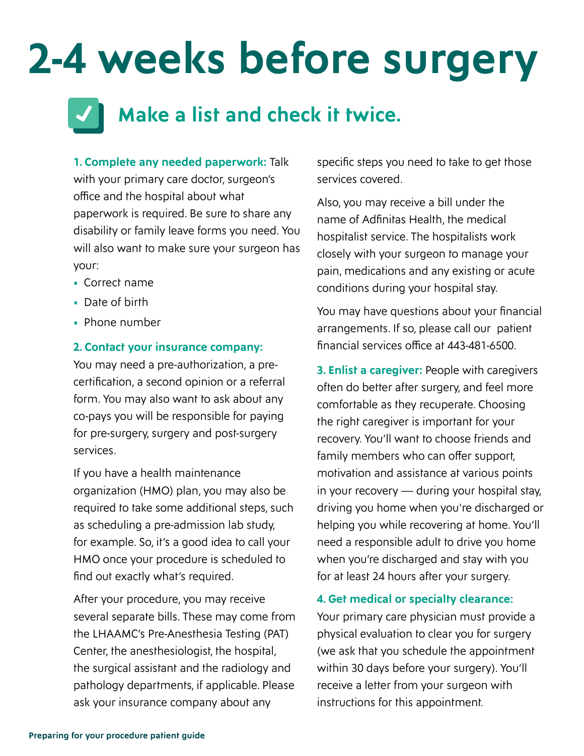# 2-4 weeks before surgery

## Make a list and check it twice.

**1. Complete any needed paperwork:** Talk with your primary care doctor, surgeon's office and the hospital about what paperwork is required. Be sure to share any disability or family leave forms you need. You will also want to make sure your surgeon has your:

- Correct name
- Date of birth
- Phone number

**2. Contact your insurance company:** You may need a pre-authorization, a pre-certification, a second opinion or a referral form. You may also want to ask about any co-pays you will be responsible for paying for pre-surgery, surgery and post-surgery services.

If you have a health maintenance organization (HMO) plan, you may also be required to take some additional steps, such as scheduling a pre-admission lab study, for example. So, it's a good idea to call your HMO once your procedure is scheduled to find out exactly what's required.

After your procedure, you may receive several separate bills. These may come from the LHAAMC's Pre-Anesthesia Testing (PAT) Center, the anesthesiologist, the hospital, the surgical assistant and the radiology and pathology departments, if applicable. Please ask your insurance company about any specific steps you need to take to get those services covered.

Also, you may receive a bill under the name of Adfinitas Health, the medical hospitalist service. The hospitalists work closely with your surgeon to manage your pain, medications and any existing or acute conditions during your hospital stay.

You may have questions about your financial arrangements. If so, please call our patient financial services office at 443-481-6500.

**3. Enlist a caregiver:** People with caregivers often do better after surgery, and feel more comfortable as they recuperate. Choosing the right caregiver is important for your recovery. You'll want to choose friends and family members who can offer support, motivation and assistance at various points in your recovery — during your hospital stay, driving you home when you're discharged or helping you while recovering at home. You'll need a responsible adult to drive you home when you're discharged and stay with you for at least 24 hours after your surgery.

**4. Get medical or specialty clearance:** Your primary care physician must provide a physical evaluation to clear you for surgery (we ask that you schedule the appointment within 30 days before your surgery). You'll receive a letter from your surgeon with instructions for this appointment.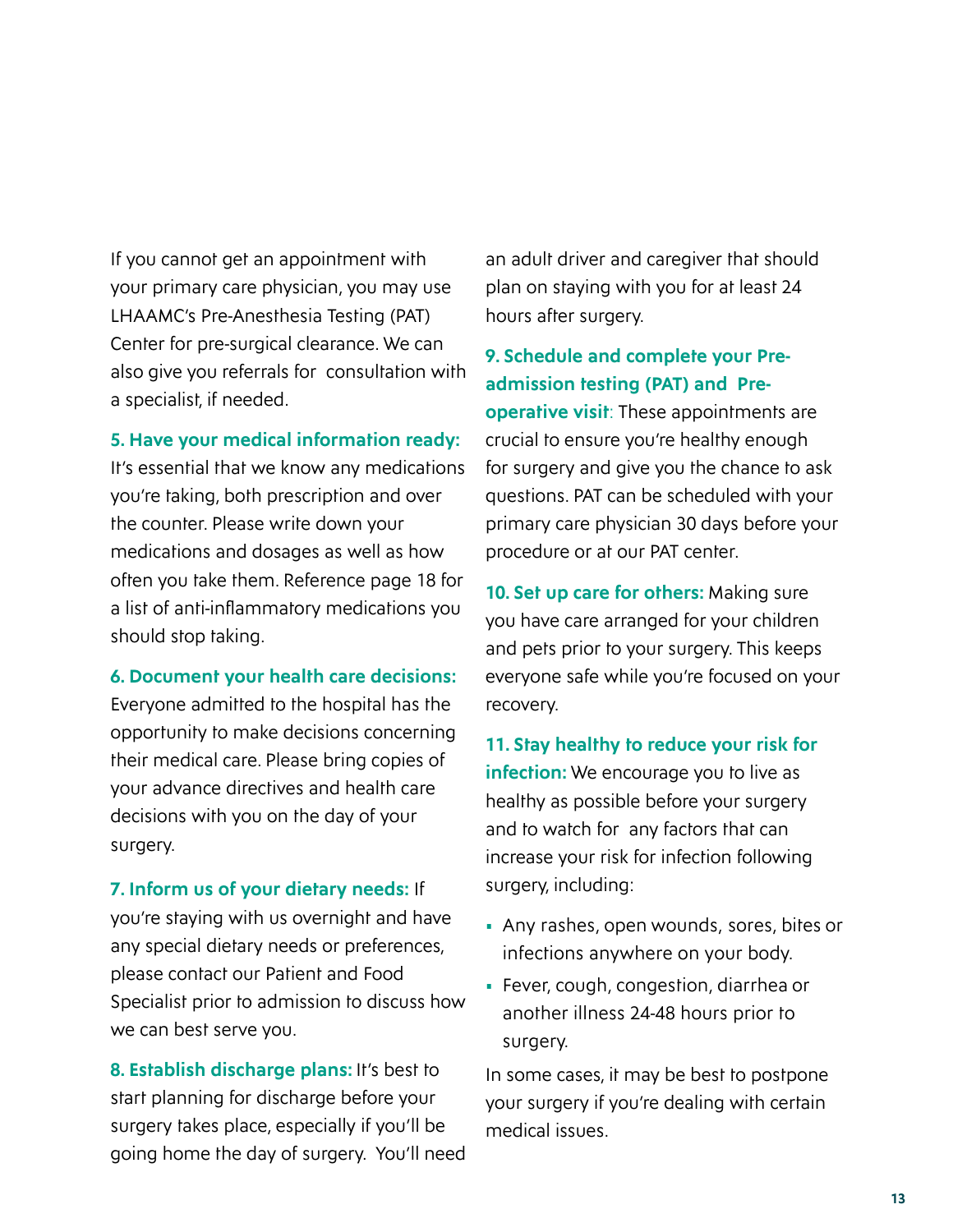If you cannot get an appointment with your primary care physician, you may use LHAAMC's Pre-Anesthesia Testing (PAT) Center for pre-surgical clearance. We can also give you referrals for consultation with a specialist, if needed.

**5. Have your medical information ready:** It's essential that we know any medications you're taking, both prescription and over the counter. Please write down your medications and dosages as well as how often you take them. Reference page 18 for a list of anti-inflammatory medications you should stop taking.

**6. Document your health care decisions:** Everyone admitted to the hospital has the opportunity to make decisions concerning their medical care. Please bring copies of your advance directives and health care decisions with you on the day of your surgery.

**7. Inform us of your dietary needs:** If you're staying with us overnight and have any special dietary needs or preferences, please contact our Patient and Food Specialist prior to admission to discuss how we can best serve you.

**8. Establish discharge plans:** It's best to start planning for discharge before your surgery takes place, especially if you'll be going home the day of surgery. You'll need an adult driver and caregiver that should plan on staying with you for at least 24 hours after surgery.

**9. Schedule and complete your Pre-admission testing (PAT) and Pre-operative visit**: These appointments are crucial to ensure you're healthy enough for surgery and give you the chance to ask questions. PAT can be scheduled with your primary care physician 30 days before your procedure or at our PAT center.

**10. Set up care for others:** Making sure you have care arranged for your children and pets prior to your surgery. This keeps everyone safe while you're focused on your recovery.

**11. Stay healthy to reduce your risk for infection:** We encourage you to live as healthy as possible before your surgery and to watch for any factors that can increase your risk for infection following surgery, including:

- Any rashes, open wounds, sores, bites or infections anywhere on your body.
- Fever, cough, congestion, diarrhea or another illness 24-48 hours prior to surgery.

In some cases, it may be best to postpone your surgery if you're dealing with certain medical issues.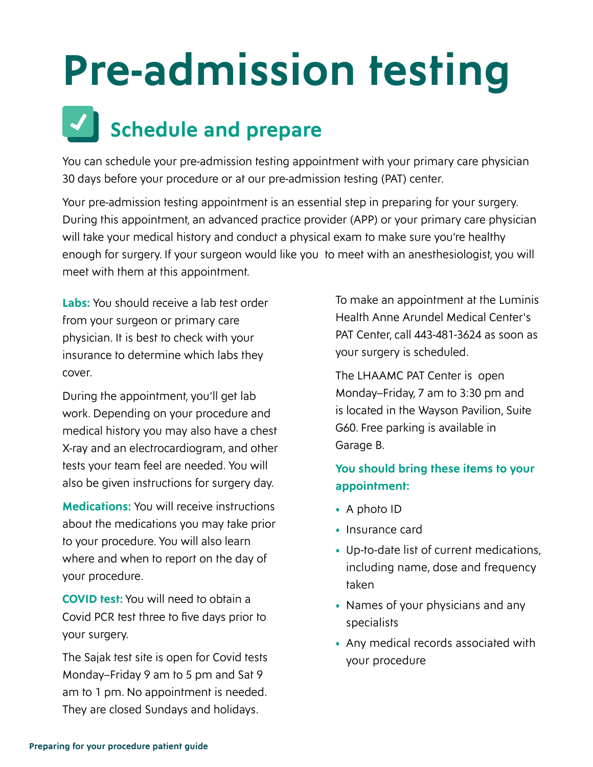# Pre-admission testing

## Schedule and prepare

You can schedule your pre-admission testing appointment with your primary care physician 30 days before your procedure or at our pre-admission testing (PAT) center.

Your pre-admission testing appointment is an essential step in preparing for your surgery. During this appointment, an advanced practice provider (APP) or your primary care physician will take your medical history and conduct a physical exam to make sure you're healthy enough for surgery. If your surgeon would like you to meet with an anesthesiologist, you will meet with them at this appointment.

**Labs:** You should receive a lab test order from your surgeon or primary care physician. It is best to check with your insurance to determine which labs they cover.

During the appointment, you'll get lab work. Depending on your procedure and medical history you may also have a chest X-ray and an electrocardiogram, and other tests your team feel are needed. You will also be given instructions for surgery day.

**Medications:** You will receive instructions about the medications you may take prior to your procedure. You will also learn where and when to report on the day of your procedure.

**COVID test:** You will need to obtain a Covid PCR test three to five days prior to your surgery.

The Sajak test site is open for Covid tests Monday–Friday 9 am to 5 pm and Sat 9 am to 1 pm. No appointment is needed. They are closed Sundays and holidays.

To make an appointment at the Luminis Health Anne Arundel Medical Center's PAT Center, call 443-481-3624 as soon as your surgery is scheduled.

The LHAAMC PAT Center is open Monday–Friday, 7 am to 3:30 pm and is located in the Wayson Pavilion, Suite G60. Free parking is available in Garage B.

**You should bring these items to your appointment:**

- A photo ID
- Insurance card
- Up-to-date list of current medications, including name, dose and frequency taken
- Names of your physicians and any specialists
- Any medical records associated with your procedure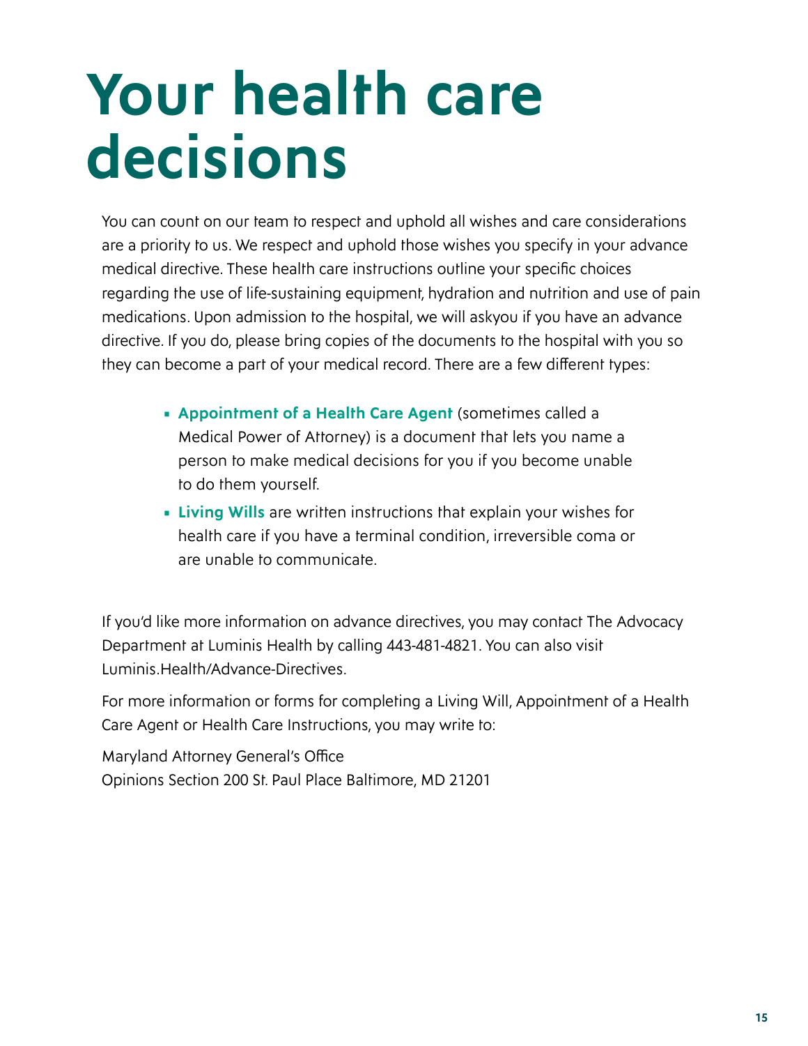# Your health care decisions

You can count on our team to respect and uphold all wishes and care considerations are a priority to us. We respect and uphold those wishes you specify in your advance medical directive. These health care instructions outline your specific choices regarding the use of life-sustaining equipment, hydration and nutrition and use of pain medications. Upon admission to the hospital, we will askyou if you have an advance directive. If you do, please bring copies of the documents to the hospital with you so they can become a part of your medical record. There are a few different types:

- **Appointment of a Health Care Agent** (sometimes called a Medical Power of Attorney) is a document that lets you name a person to make medical decisions for you if you become unable to do them yourself.
- **Living Wills** are written instructions that explain your wishes for health care if you have a terminal condition, irreversible coma or are unable to communicate.

If you'd like more information on advance directives, you may contact The Advocacy Department at Luminis Health by calling 443-481-4821. You can also visit Luminis.Health/Advance-Directives.

For more information or forms for completing a Living Will, Appointment of a Health Care Agent or Health Care Instructions, you may write to:

Maryland Attorney General's Office
Opinions Section 200 St. Paul Place Baltimore, MD 21201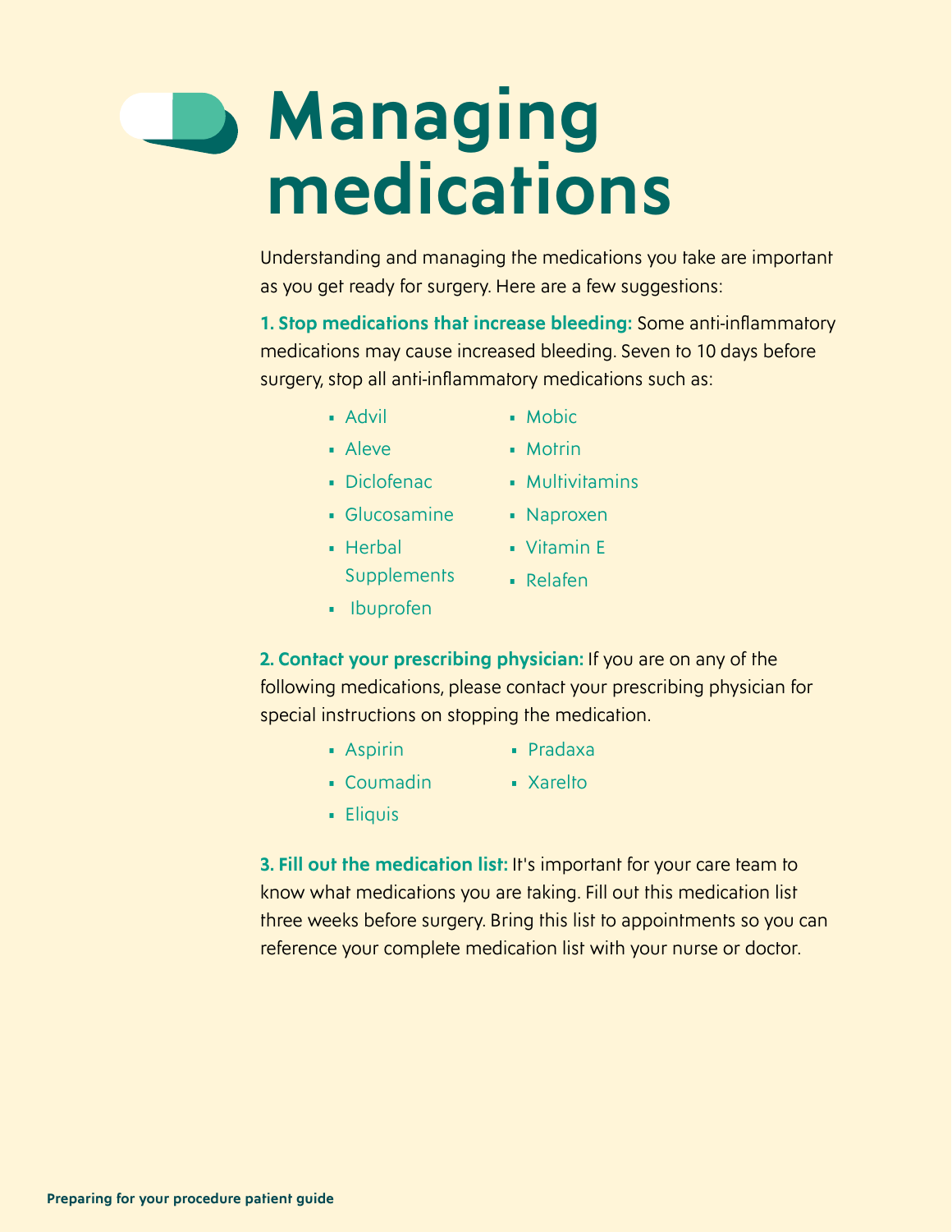# Managing medications

Understanding and managing the medications you take are important as you get ready for surgery. Here are a few suggestions:

**1. Stop medications that increase bleeding:** Some anti-inflammatory medications may cause increased bleeding. Seven to 10 days before surgery, stop all anti-inflammatory medications such as:

- Advil
- Aleve
- Diclofenac
- Glucosamine
- Herbal Supplements
- Ibuprofen
- Mobic
- Motrin
- Multivitamins
- Naproxen
- Vitamin E
- Relafen

**2. Contact your prescribing physician:** If you are on any of the following medications, please contact your prescribing physician for special instructions on stopping the medication.

- Aspirin
- Coumadin
- Eliquis
- Pradaxa
- Xarelto

**3. Fill out the medication list:** It's important for your care team to know what medications you are taking. Fill out this medication list three weeks before surgery. Bring this list to appointments so you can reference your complete medication list with your nurse or doctor.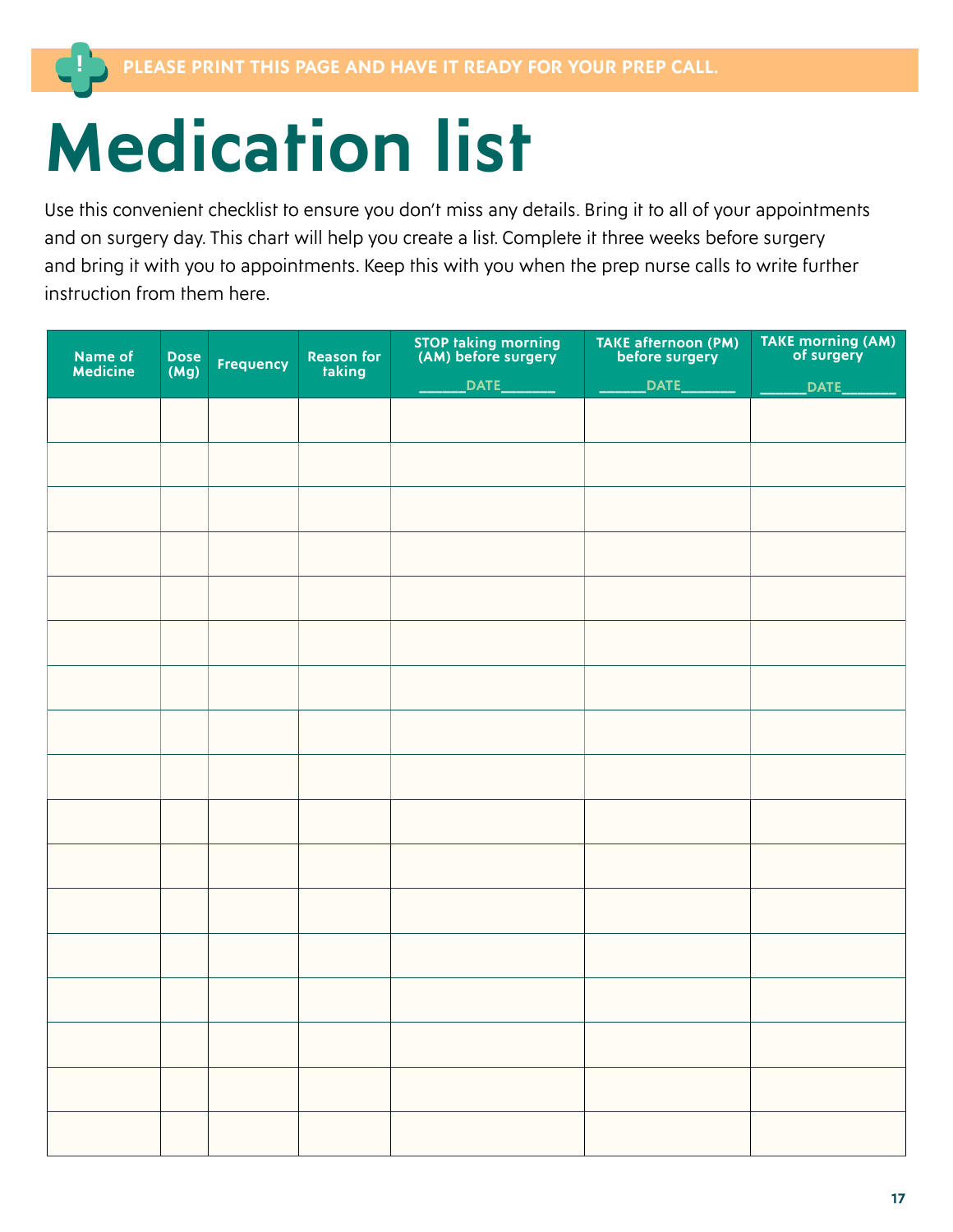**PLEASE PRINT THIS PAGE AND HAVE IT READY FOR YOUR PREP CALL.**

# Medication list

Use this convenient checklist to ensure you don't miss any details. Bring it to all of your appointments and on surgery day. This chart will help you create a list. Complete it three weeks before surgery and bring it with you to appointments. Keep this with you when the prep nurse calls to write further instruction from them here.

| Name of Medicine | Dose (Mg) | Frequency | Reason for taking | STOP taking morning (AM) before surgery ______DATE______ | TAKE afternoon (PM) before surgery ______DATE______ | TAKE morning (AM) of surgery ______DATE______ |
|---|---|---|---|---|---|---|
| | | | | | | |
| | | | | | | |
| | | | | | | |
| | | | | | | |
| | | | | | | |
| | | | | | | |
| | | | | | | |
| | | | | | | |
| | | | | | | |
| | | | | | | |
| | | | | | | |
| | | | | | | |
| | | | | | | |
| | | | | | | |
| | | | | | | |
| | | | | | | |
| | | | | | | |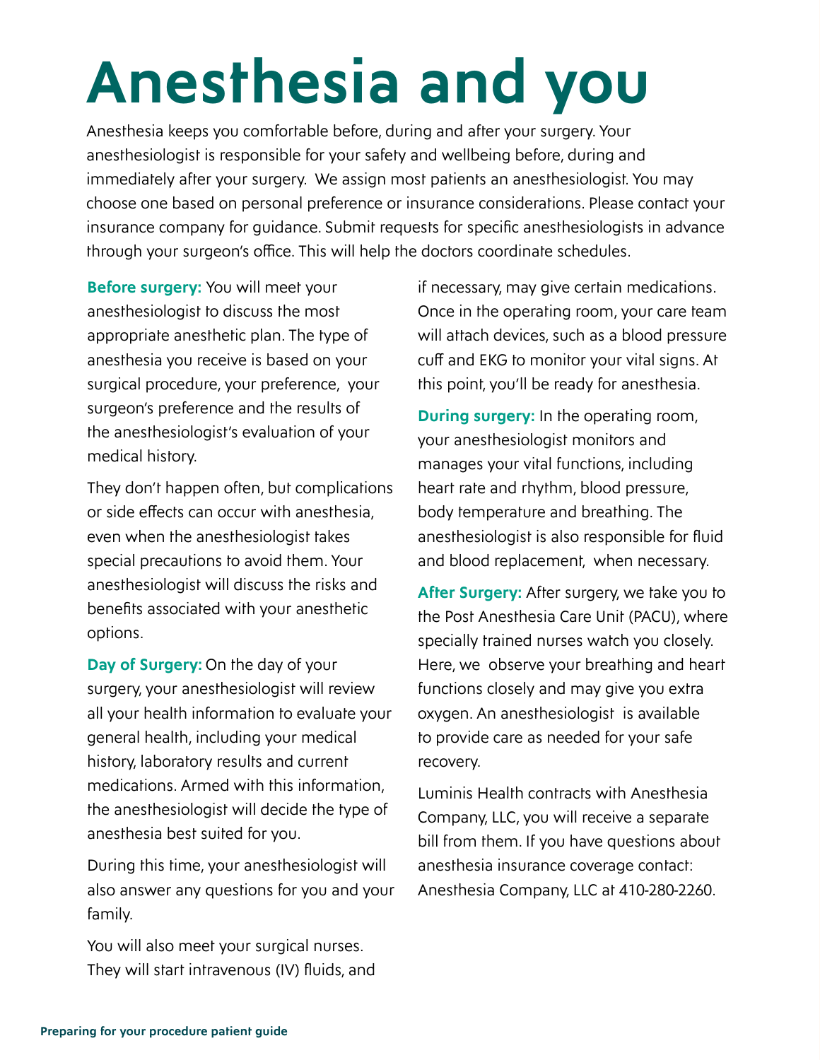# Anesthesia and you

Anesthesia keeps you comfortable before, during and after your surgery. Your anesthesiologist is responsible for your safety and wellbeing before, during and immediately after your surgery. We assign most patients an anesthesiologist. You may choose one based on personal preference or insurance considerations. Please contact your insurance company for guidance. Submit requests for specific anesthesiologists in advance through your surgeon's office. This will help the doctors coordinate schedules.

**Before surgery:** You will meet your anesthesiologist to discuss the most appropriate anesthetic plan. The type of anesthesia you receive is based on your surgical procedure, your preference, your surgeon's preference and the results of the anesthesiologist's evaluation of your medical history.

They don't happen often, but complications or side effects can occur with anesthesia, even when the anesthesiologist takes special precautions to avoid them. Your anesthesiologist will discuss the risks and benefits associated with your anesthetic options.

**Day of Surgery:** On the day of your surgery, your anesthesiologist will review all your health information to evaluate your general health, including your medical history, laboratory results and current medications. Armed with this information, the anesthesiologist will decide the type of anesthesia best suited for you.

During this time, your anesthesiologist will also answer any questions for you and your family.

You will also meet your surgical nurses. They will start intravenous (IV) fluids, and if necessary, may give certain medications. Once in the operating room, your care team will attach devices, such as a blood pressure cuff and EKG to monitor your vital signs. At this point, you'll be ready for anesthesia.

**During surgery:** In the operating room, your anesthesiologist monitors and manages your vital functions, including heart rate and rhythm, blood pressure, body temperature and breathing. The anesthesiologist is also responsible for fluid and blood replacement, when necessary.

**After Surgery:** After surgery, we take you to the Post Anesthesia Care Unit (PACU), where specially trained nurses watch you closely. Here, we observe your breathing and heart functions closely and may give you extra oxygen. An anesthesiologist is available to provide care as needed for your safe recovery.

Luminis Health contracts with Anesthesia Company, LLC, you will receive a separate bill from them. If you have questions about anesthesia insurance coverage contact: Anesthesia Company, LLC at 410-280-2260.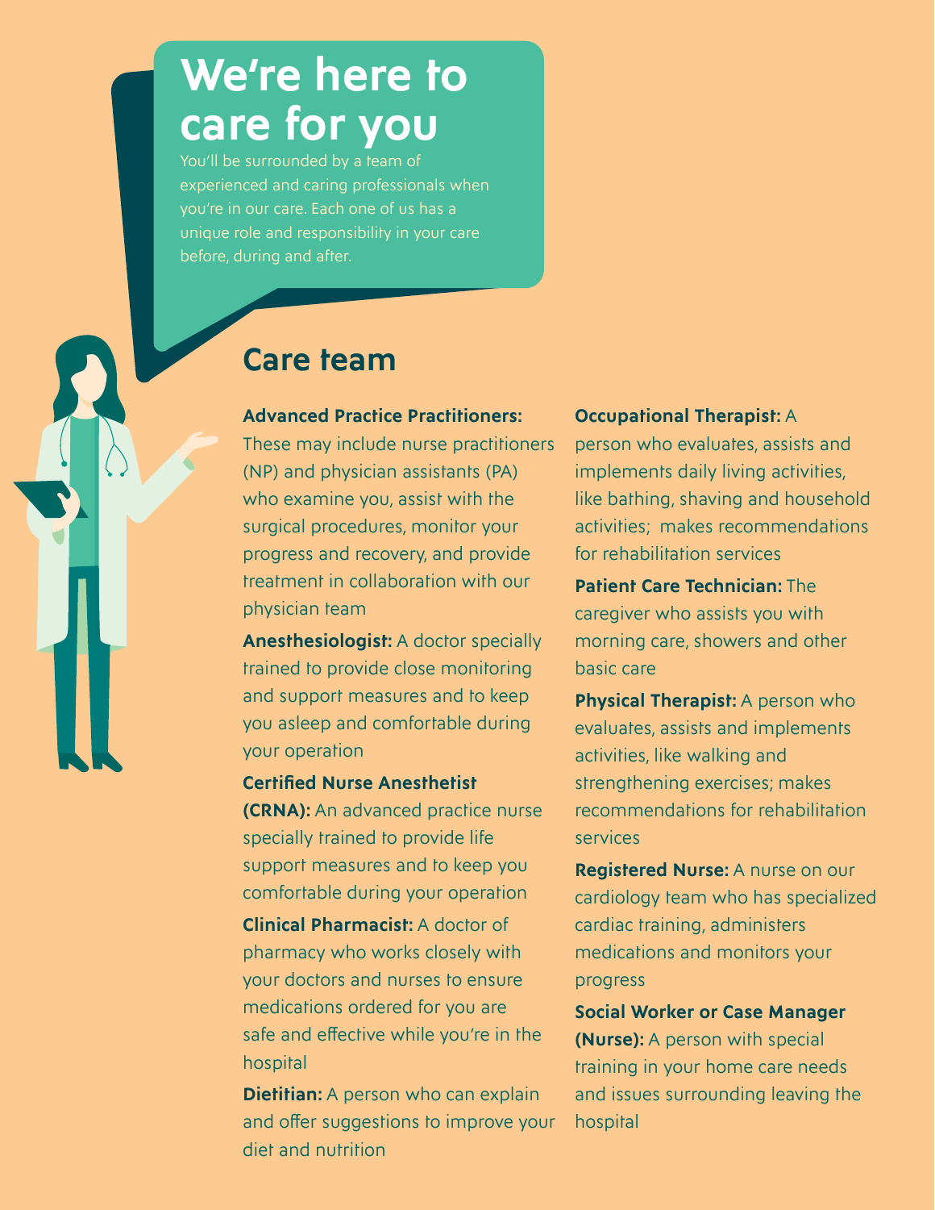# We're here to care for you

You'll be surrounded by a team of experienced and caring professionals when you're in our care. Each one of us has a unique role and responsibility in your care before, during and after.

## Care team

**Advanced Practice Practitioners:** These may include nurse practitioners (NP) and physician assistants (PA) who examine you, assist with the surgical procedures, monitor your progress and recovery, and provide treatment in collaboration with our physician team

**Anesthesiologist:** A doctor specially trained to provide close monitoring and support measures and to keep you asleep and comfortable during your operation

**Certified Nurse Anesthetist (CRNA):** An advanced practice nurse specially trained to provide life support measures and to keep you comfortable during your operation

**Clinical Pharmacist:** A doctor of pharmacy who works closely with your doctors and nurses to ensure medications ordered for you are safe and effective while you're in the hospital

**Dietitian:** A person who can explain and offer suggestions to improve your diet and nutrition

**Occupational Therapist:** A person who evaluates, assists and implements daily living activities, like bathing, shaving and household activities; makes recommendations for rehabilitation services

**Patient Care Technician:** The caregiver who assists you with morning care, showers and other basic care

**Physical Therapist:** A person who evaluates, assists and implements activities, like walking and strengthening exercises; makes recommendations for rehabilitation services

**Registered Nurse:** A nurse on our cardiology team who has specialized cardiac training, administers medications and monitors your progress

**Social Worker or Case Manager (Nurse):** A person with special training in your home care needs and issues surrounding leaving the hospital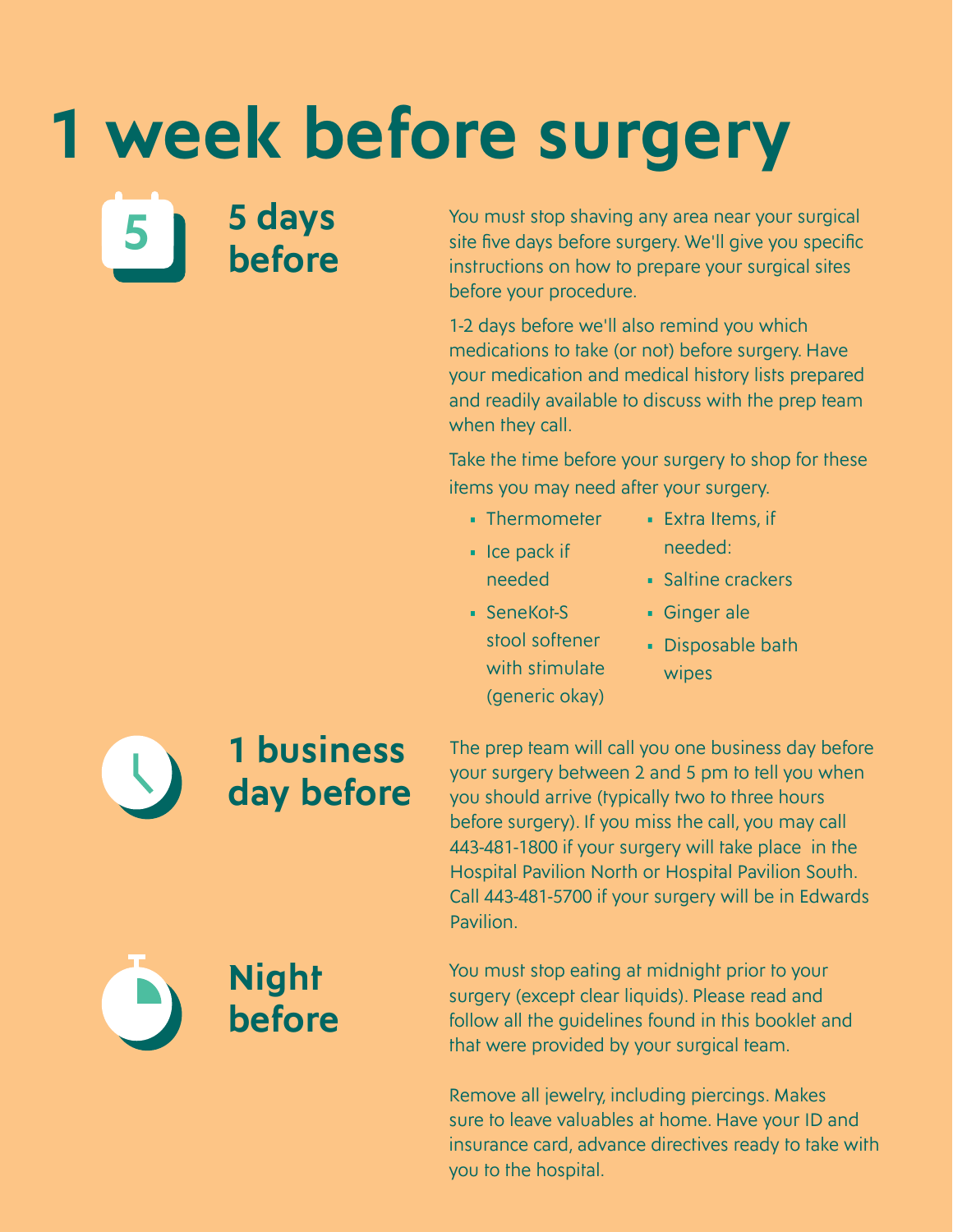# 1 week before surgery

## 5 days before

You must stop shaving any area near your surgical site five days before surgery. We'll give you specific instructions on how to prepare your surgical sites before your procedure.

1-2 days before we'll also remind you which medications to take (or not) before surgery. Have your medication and medical history lists prepared and readily available to discuss with the prep team when they call.

Take the time before your surgery to shop for these items you may need after your surgery.

- Thermometer
- Ice pack if needed
- SeneKot-S stool softener with stimulate (generic okay)
- Extra Items, if needed:
- Saltine crackers
- Ginger ale
- Disposable bath wipes

## 1 business day before

The prep team will call you one business day before your surgery between 2 and 5 pm to tell you when you should arrive (typically two to three hours before surgery). If you miss the call, you may call 443-481-1800 if your surgery will take place in the Hospital Pavilion North or Hospital Pavilion South. Call 443-481-5700 if your surgery will be in Edwards Pavilion.

## Night before

You must stop eating at midnight prior to your surgery (except clear liquids). Please read and follow all the guidelines found in this booklet and that were provided by your surgical team.

Remove all jewelry, including piercings. Makes sure to leave valuables at home. Have your ID and insurance card, advance directives ready to take with you to the hospital.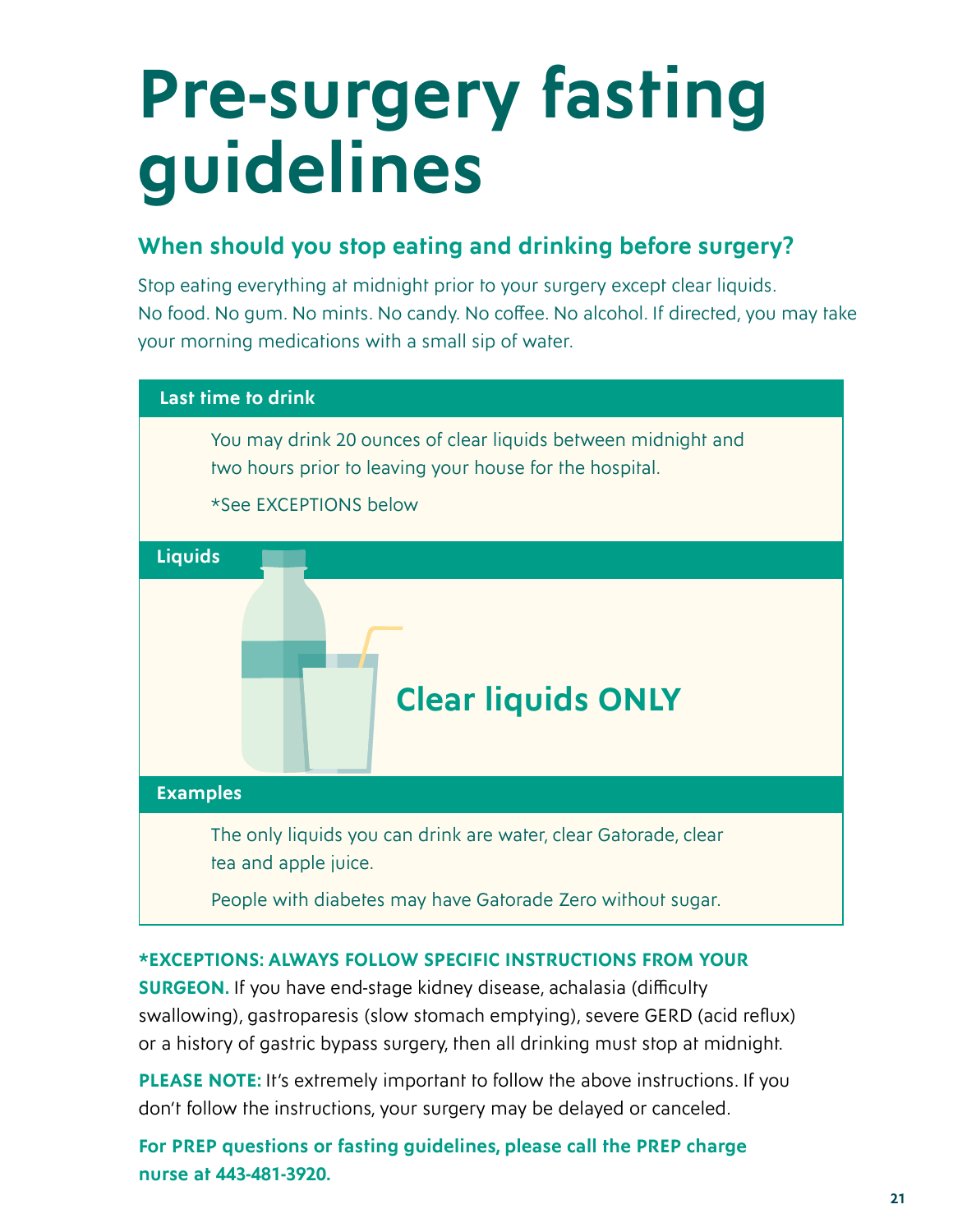# Pre-surgery fasting guidelines

## When should you stop eating and drinking before surgery?

Stop eating everything at midnight prior to your surgery except clear liquids. No food. No gum. No mints. No candy. No coffee. No alcohol. If directed, you may take your morning medications with a small sip of water.

### Last time to drink

You may drink 20 ounces of clear liquids between midnight and two hours prior to leaving your house for the hospital.

*See EXCEPTIONS below

### Liquids

**Clear liquids ONLY**

### Examples

The only liquids you can drink are water, clear Gatorade, clear tea and apple juice.

People with diabetes may have Gatorade Zero without sugar.

**\*EXCEPTIONS: ALWAYS FOLLOW SPECIFIC INSTRUCTIONS FROM YOUR SURGEON.** If you have end-stage kidney disease, achalasia (difficulty swallowing), gastroparesis (slow stomach emptying), severe GERD (acid reflux) or a history of gastric bypass surgery, then all drinking must stop at midnight.

**PLEASE NOTE:** It's extremely important to follow the above instructions. If you don't follow the instructions, your surgery may be delayed or canceled.

**For PREP questions or fasting guidelines, please call the PREP charge nurse at 443-481-3920.**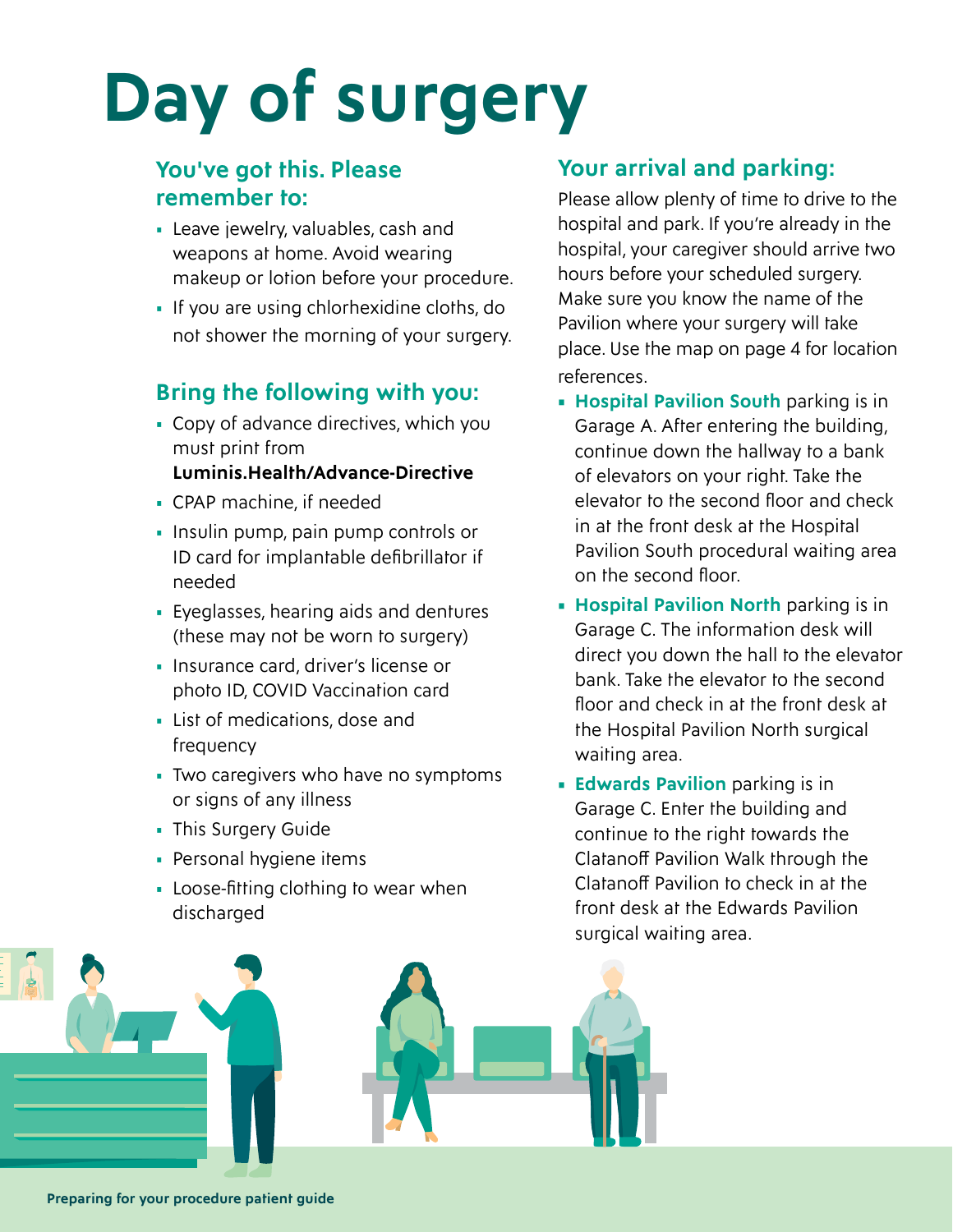# Day of surgery

### You've got this. Please remember to:

- Leave jewelry, valuables, cash and weapons at home. Avoid wearing makeup or lotion before your procedure.
- If you are using chlorhexidine cloths, do not shower the morning of your surgery.

### Bring the following with you:

- Copy of advance directives, which you must print from **Luminis.Health/Advance-Directive**
- CPAP machine, if needed
- Insulin pump, pain pump controls or ID card for implantable defibrillator if needed
- Eyeglasses, hearing aids and dentures (these may not be worn to surgery)
- Insurance card, driver's license or photo ID, COVID Vaccination card
- List of medications, dose and frequency
- Two caregivers who have no symptoms or signs of any illness
- This Surgery Guide
- Personal hygiene items
- Loose-fitting clothing to wear when discharged

### Your arrival and parking:

Please allow plenty of time to drive to the hospital and park. If you're already in the hospital, your caregiver should arrive two hours before your scheduled surgery. Make sure you know the name of the Pavilion where your surgery will take place. Use the map on page 4 for location references.

- **Hospital Pavilion South** parking is in Garage A. After entering the building, continue down the hallway to a bank of elevators on your right. Take the elevator to the second floor and check in at the front desk at the Hospital Pavilion South procedural waiting area on the second floor.
- **Hospital Pavilion North** parking is in Garage C. The information desk will direct you down the hall to the elevator bank. Take the elevator to the second floor and check in at the front desk at the Hospital Pavilion North surgical waiting area.
- **Edwards Pavilion** parking is in Garage C. Enter the building and continue to the right towards the Clatanoff Pavilion Walk through the Clatanoff Pavilion to check in at the front desk at the Edwards Pavilion surgical waiting area.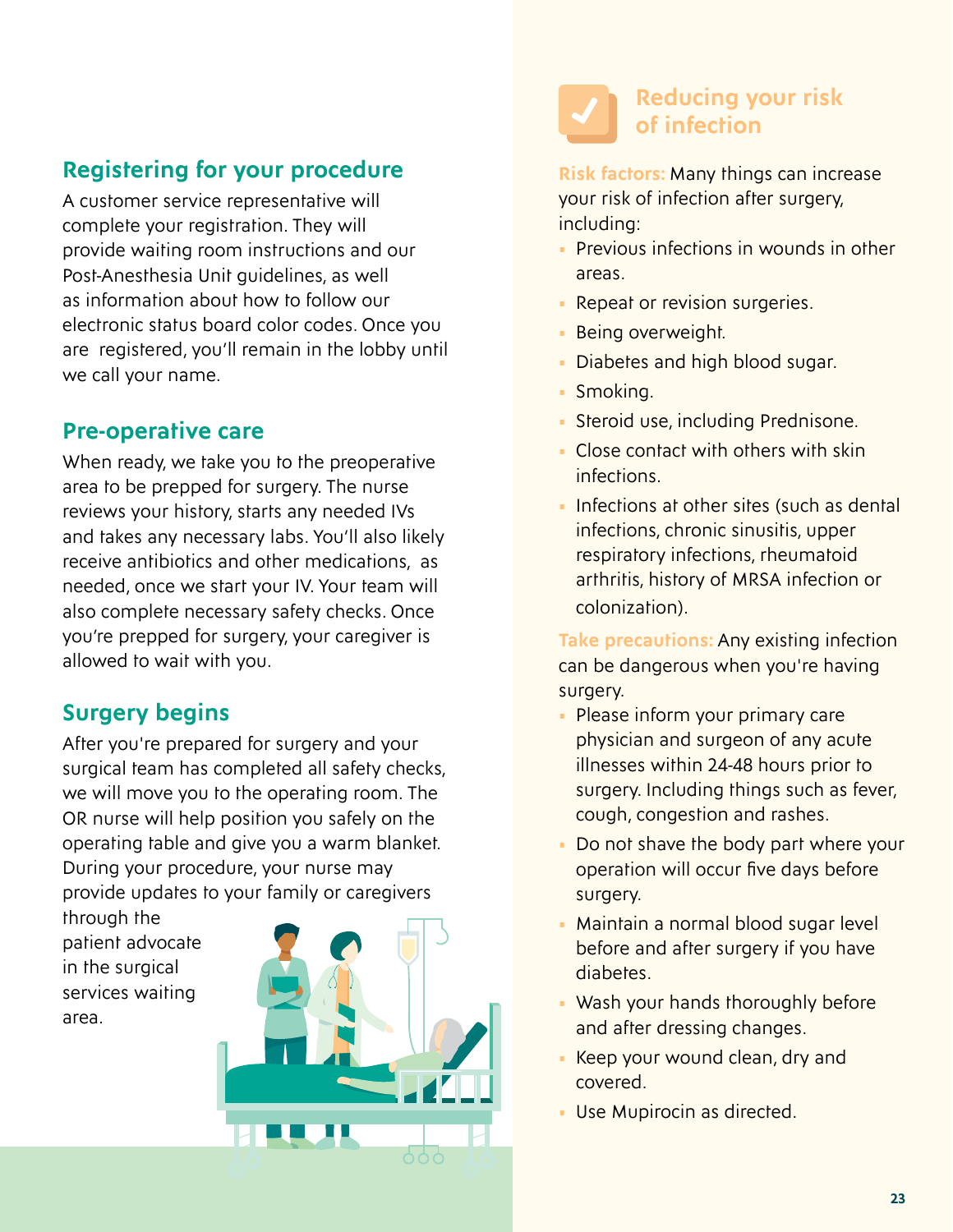## Registering for your procedure

A customer service representative will complete your registration. They will provide waiting room instructions and our Post-Anesthesia Unit guidelines, as well as information about how to follow our electronic status board color codes. Once you are registered, you'll remain in the lobby until we call your name.

## Pre-operative care

When ready, we take you to the preoperative area to be prepped for surgery. The nurse reviews your history, starts any needed IVs and takes any necessary labs. You'll also likely receive antibiotics and other medications, as needed, once we start your IV. Your team will also complete necessary safety checks. Once you're prepped for surgery, your caregiver is allowed to wait with you.

## Surgery begins

After you're prepared for surgery and your surgical team has completed all safety checks, we will move you to the operating room. The OR nurse will help position you safely on the operating table and give you a warm blanket. During your procedure, your nurse may provide updates to your family or caregivers through the patient advocate in the surgical services waiting area.

## Reducing your risk of infection

**Risk factors:** Many things can increase your risk of infection after surgery, including:

- Previous infections in wounds in other areas.
- Repeat or revision surgeries.
- Being overweight.
- Diabetes and high blood sugar.
- Smoking.
- Steroid use, including Prednisone.
- Close contact with others with skin infections.
- Infections at other sites (such as dental infections, chronic sinusitis, upper respiratory infections, rheumatoid arthritis, history of MRSA infection or colonization).

**Take precautions:** Any existing infection can be dangerous when you're having surgery.

- Please inform your primary care physician and surgeon of any acute illnesses within 24-48 hours prior to surgery. Including things such as fever, cough, congestion and rashes.
- Do not shave the body part where your operation will occur five days before surgery.
- Maintain a normal blood sugar level before and after surgery if you have diabetes.
- Wash your hands thoroughly before and after dressing changes.
- Keep your wound clean, dry and covered.
- Use Mupirocin as directed.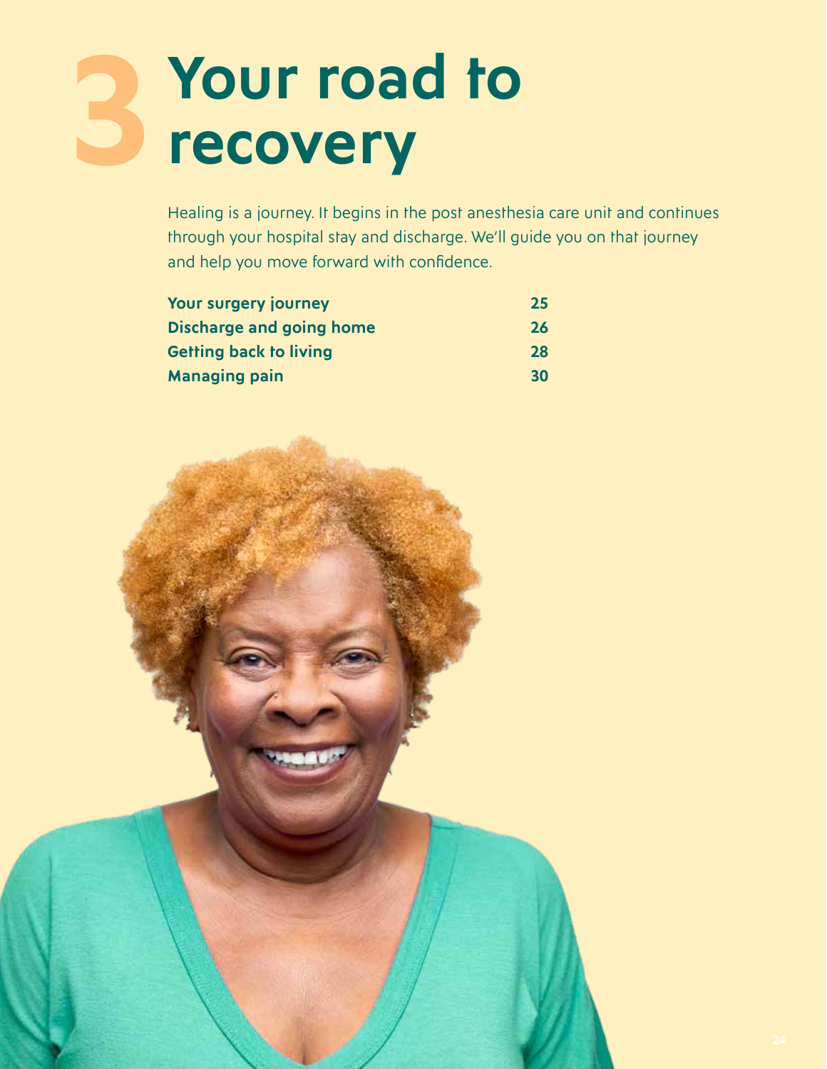# 3 Your road to recovery

Healing is a journey. It begins in the post anesthesia care unit and continues through your hospital stay and discharge. We'll guide you on that journey and help you move forward with confidence.

| | |
|---|---|
| **Your surgery journey** | **25** |
| **Discharge and going home** | **26** |
| **Getting back to living** | **28** |
| **Managing pain** | **30** |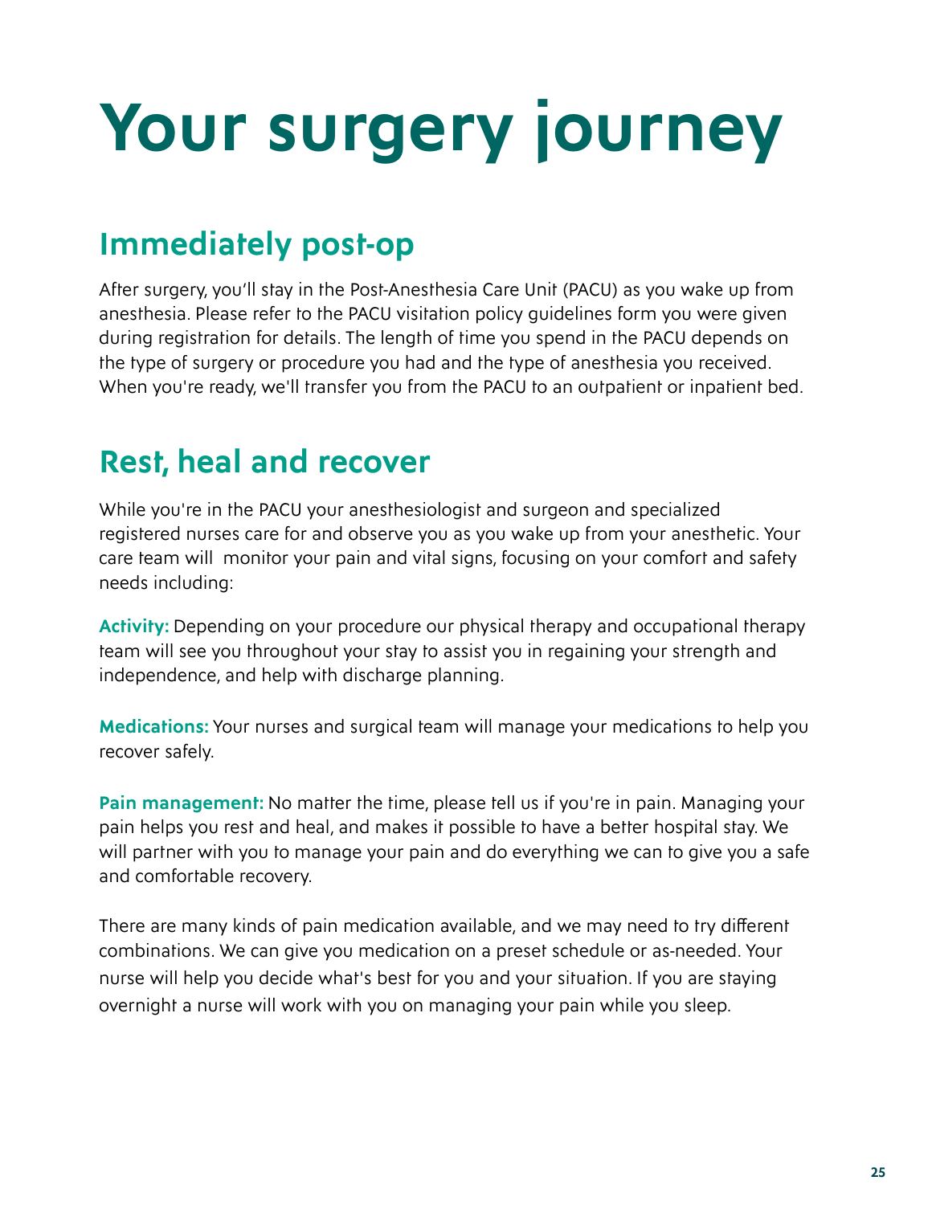# Your surgery journey

## Immediately post-op

After surgery, you'll stay in the Post-Anesthesia Care Unit (PACU) as you wake up from anesthesia. Please refer to the PACU visitation policy guidelines form you were given during registration for details. The length of time you spend in the PACU depends on the type of surgery or procedure you had and the type of anesthesia you received. When you're ready, we'll transfer you from the PACU to an outpatient or inpatient bed.

## Rest, heal and recover

While you're in the PACU your anesthesiologist and surgeon and specialized registered nurses care for and observe you as you wake up from your anesthetic. Your care team will monitor your pain and vital signs, focusing on your comfort and safety needs including:

**Activity:** Depending on your procedure our physical therapy and occupational therapy team will see you throughout your stay to assist you in regaining your strength and independence, and help with discharge planning.

**Medications:** Your nurses and surgical team will manage your medications to help you recover safely.

**Pain management:** No matter the time, please tell us if you're in pain. Managing your pain helps you rest and heal, and makes it possible to have a better hospital stay. We will partner with you to manage your pain and do everything we can to give you a safe and comfortable recovery.

There are many kinds of pain medication available, and we may need to try different combinations. We can give you medication on a preset schedule or as-needed. Your nurse will help you decide what's best for you and your situation. If you are staying overnight a nurse will work with you on managing your pain while you sleep.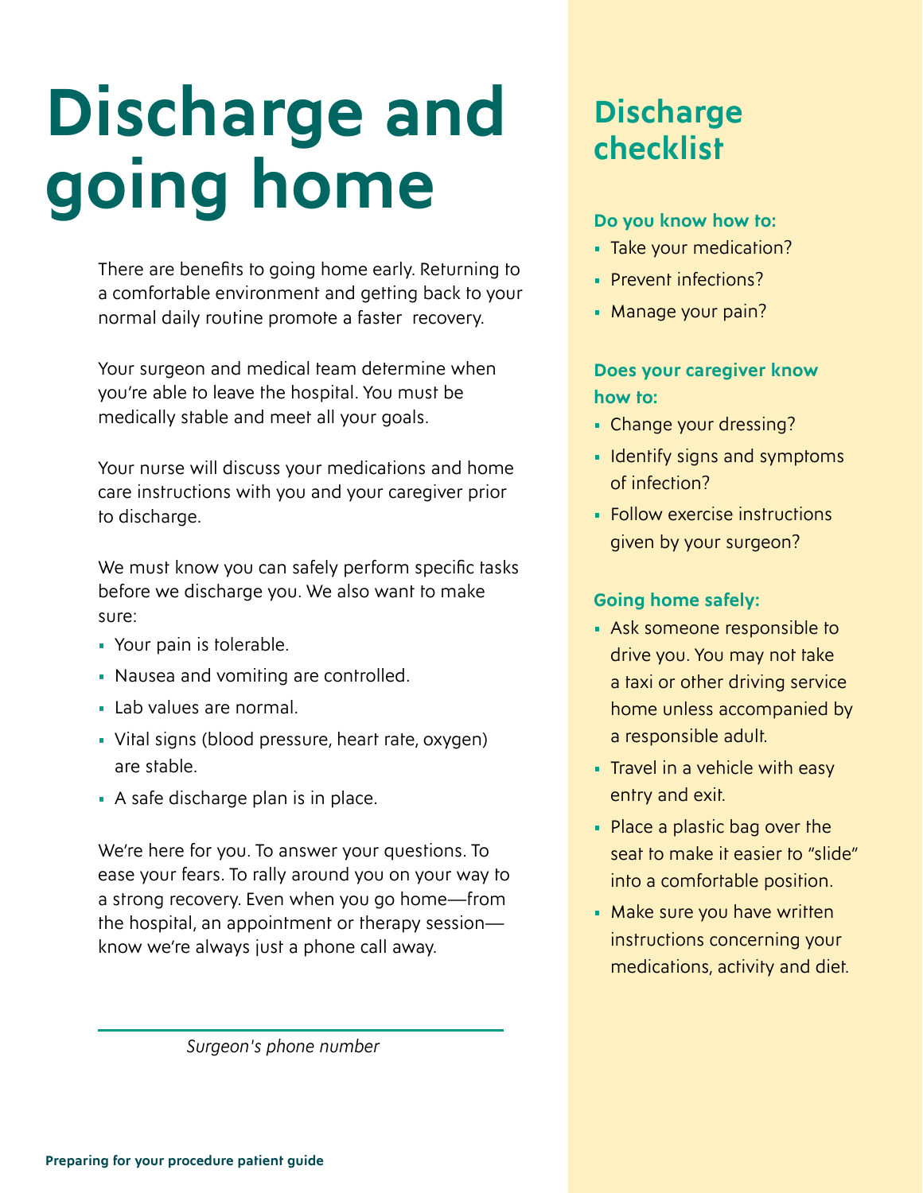# Discharge and going home

There are benefits to going home early. Returning to a comfortable environment and getting back to your normal daily routine promote a faster recovery.

Your surgeon and medical team determine when you're able to leave the hospital. You must be medically stable and meet all your goals.

Your nurse will discuss your medications and home care instructions with you and your caregiver prior to discharge.

We must know you can safely perform specific tasks before we discharge you. We also want to make sure:

- Your pain is tolerable.
- Nausea and vomiting are controlled.
- Lab values are normal.
- Vital signs (blood pressure, heart rate, oxygen) are stable.
- A safe discharge plan is in place.

We're here for you. To answer your questions. To ease your fears. To rally around you on your way to a strong recovery. Even when you go home—from the hospital, an appointment or therapy session—know we're always just a phone call away.

_______________________________

*Surgeon's phone number*

## Discharge checklist

### Do you know how to:

- Take your medication?
- Prevent infections?
- Manage your pain?

### Does your caregiver know how to:

- Change your dressing?
- Identify signs and symptoms of infection?
- Follow exercise instructions given by your surgeon?

### Going home safely:

- Ask someone responsible to drive you. You may not take a taxi or other driving service home unless accompanied by a responsible adult.
- Travel in a vehicle with easy entry and exit.
- Place a plastic bag over the seat to make it easier to "slide" into a comfortable position.
- Make sure you have written instructions concerning your medications, activity and diet.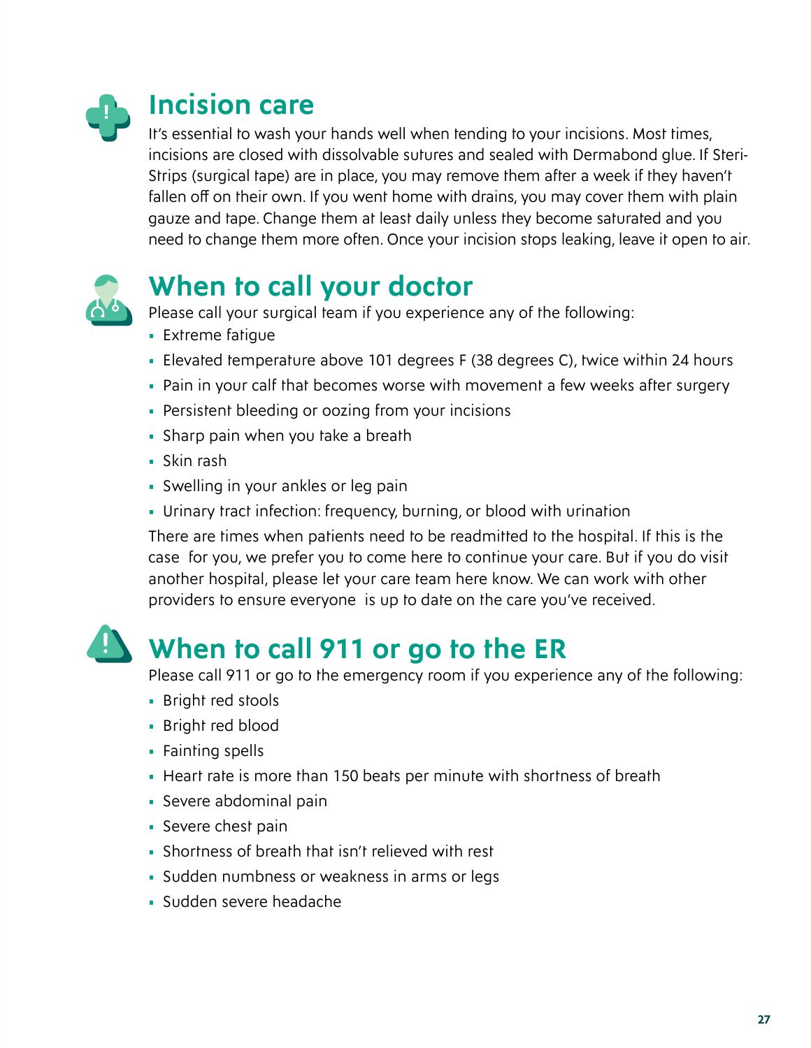## Incision care

It's essential to wash your hands well when tending to your incisions. Most times, incisions are closed with dissolvable sutures and sealed with Dermabond glue. If Steri-Strips (surgical tape) are in place, you may remove them after a week if they haven't fallen off on their own. If you went home with drains, you may cover them with plain gauze and tape. Change them at least daily unless they become saturated and you need to change them more often. Once your incision stops leaking, leave it open to air.

## When to call your doctor

Please call your surgical team if you experience any of the following:

- Extreme fatigue
- Elevated temperature above 101 degrees F (38 degrees C), twice within 24 hours
- Pain in your calf that becomes worse with movement a few weeks after surgery
- Persistent bleeding or oozing from your incisions
- Sharp pain when you take a breath
- Skin rash
- Swelling in your ankles or leg pain
- Urinary tract infection: frequency, burning, or blood with urination

There are times when patients need to be readmitted to the hospital. If this is the case for you, we prefer you to come here to continue your care. But if you do visit another hospital, please let your care team here know. We can work with other providers to ensure everyone is up to date on the care you've received.

## When to call 911 or go to the ER

Please call 911 or go to the emergency room if you experience any of the following:

- Bright red stools
- Bright red blood
- Fainting spells
- Heart rate is more than 150 beats per minute with shortness of breath
- Severe abdominal pain
- Severe chest pain
- Shortness of breath that isn't relieved with rest
- Sudden numbness or weakness in arms or legs
- Sudden severe headache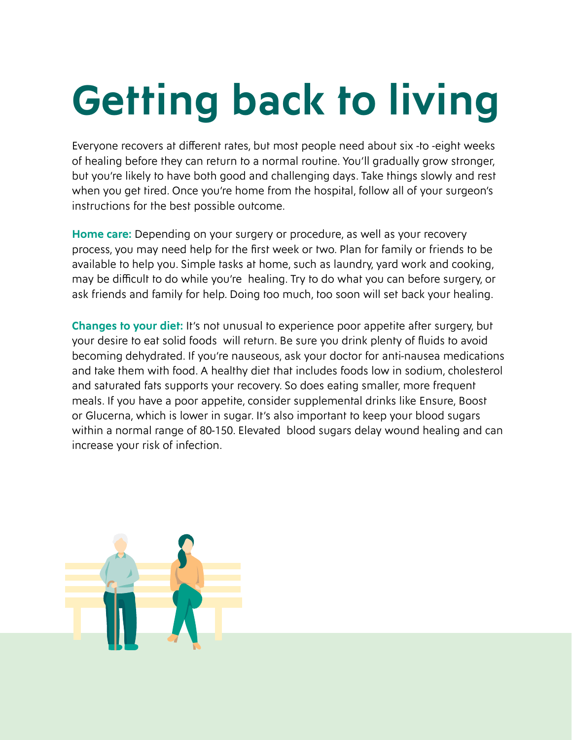# Getting back to living

Everyone recovers at different rates, but most people need about six -to -eight weeks of healing before they can return to a normal routine. You'll gradually grow stronger, but you're likely to have both good and challenging days. Take things slowly and rest when you get tired. Once you're home from the hospital, follow all of your surgeon's instructions for the best possible outcome.

**Home care:** Depending on your surgery or procedure, as well as your recovery process, you may need help for the first week or two. Plan for family or friends to be available to help you. Simple tasks at home, such as laundry, yard work and cooking, may be difficult to do while you're healing. Try to do what you can before surgery, or ask friends and family for help. Doing too much, too soon will set back your healing.

**Changes to your diet:** It's not unusual to experience poor appetite after surgery, but your desire to eat solid foods will return. Be sure you drink plenty of fluids to avoid becoming dehydrated. If you're nauseous, ask your doctor for anti-nausea medications and take them with food. A healthy diet that includes foods low in sodium, cholesterol and saturated fats supports your recovery. So does eating smaller, more frequent meals. If you have a poor appetite, consider supplemental drinks like Ensure, Boost or Glucerna, which is lower in sugar. It's also important to keep your blood sugars within a normal range of 80-150. Elevated blood sugars delay wound healing and can increase your risk of infection.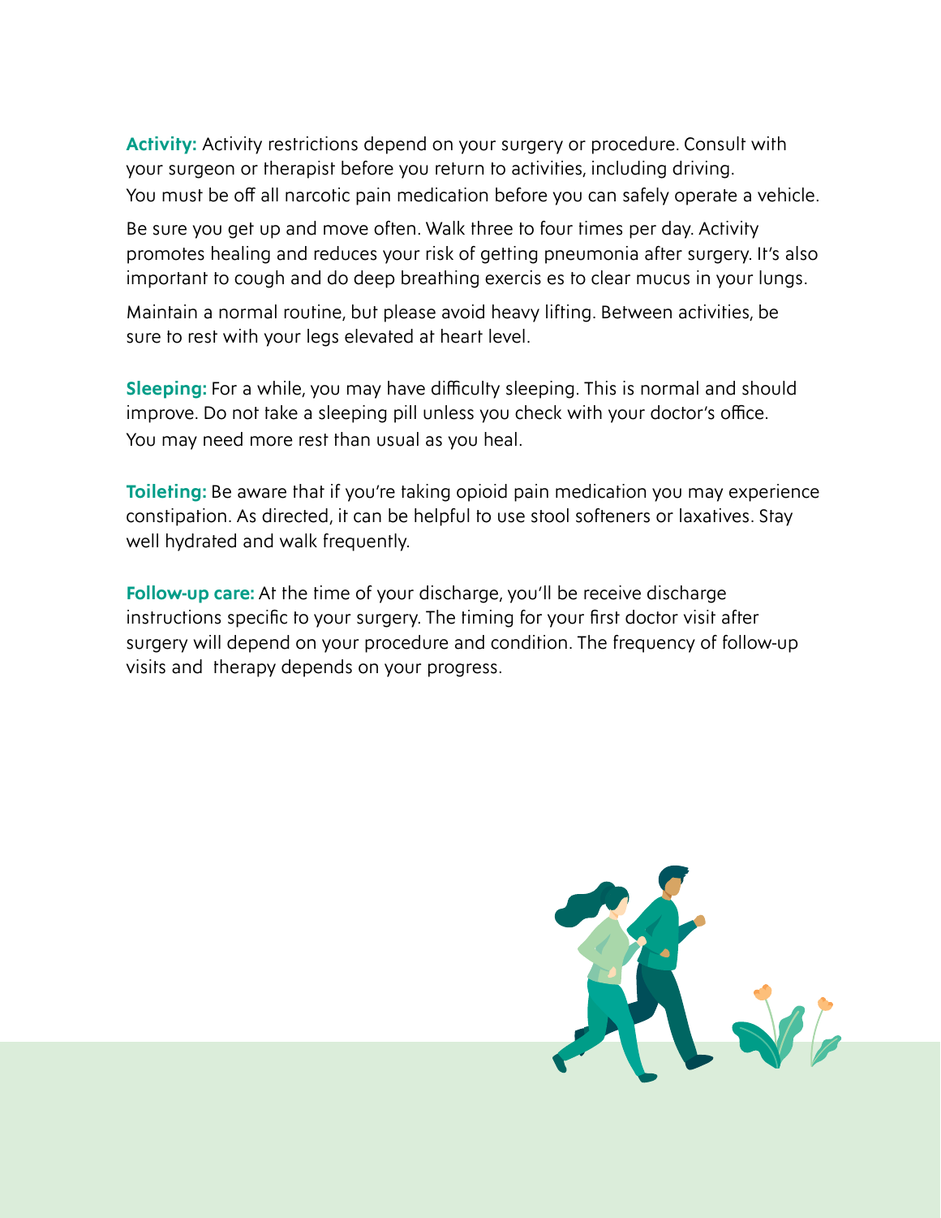**Activity:** Activity restrictions depend on your surgery or procedure. Consult with your surgeon or therapist before you return to activities, including driving. You must be off all narcotic pain medication before you can safely operate a vehicle.

Be sure you get up and move often. Walk three to four times per day. Activity promotes healing and reduces your risk of getting pneumonia after surgery. It's also important to cough and do deep breathing exercis es to clear mucus in your lungs.

Maintain a normal routine, but please avoid heavy lifting. Between activities, be sure to rest with your legs elevated at heart level.

**Sleeping:** For a while, you may have difficulty sleeping. This is normal and should improve. Do not take a sleeping pill unless you check with your doctor's office. You may need more rest than usual as you heal.

**Toileting:** Be aware that if you're taking opioid pain medication you may experience constipation. As directed, it can be helpful to use stool softeners or laxatives. Stay well hydrated and walk frequently.

**Follow-up care:** At the time of your discharge, you'll be receive discharge instructions specific to your surgery. The timing for your first doctor visit after surgery will depend on your procedure and condition. The frequency of follow-up visits and therapy depends on your progress.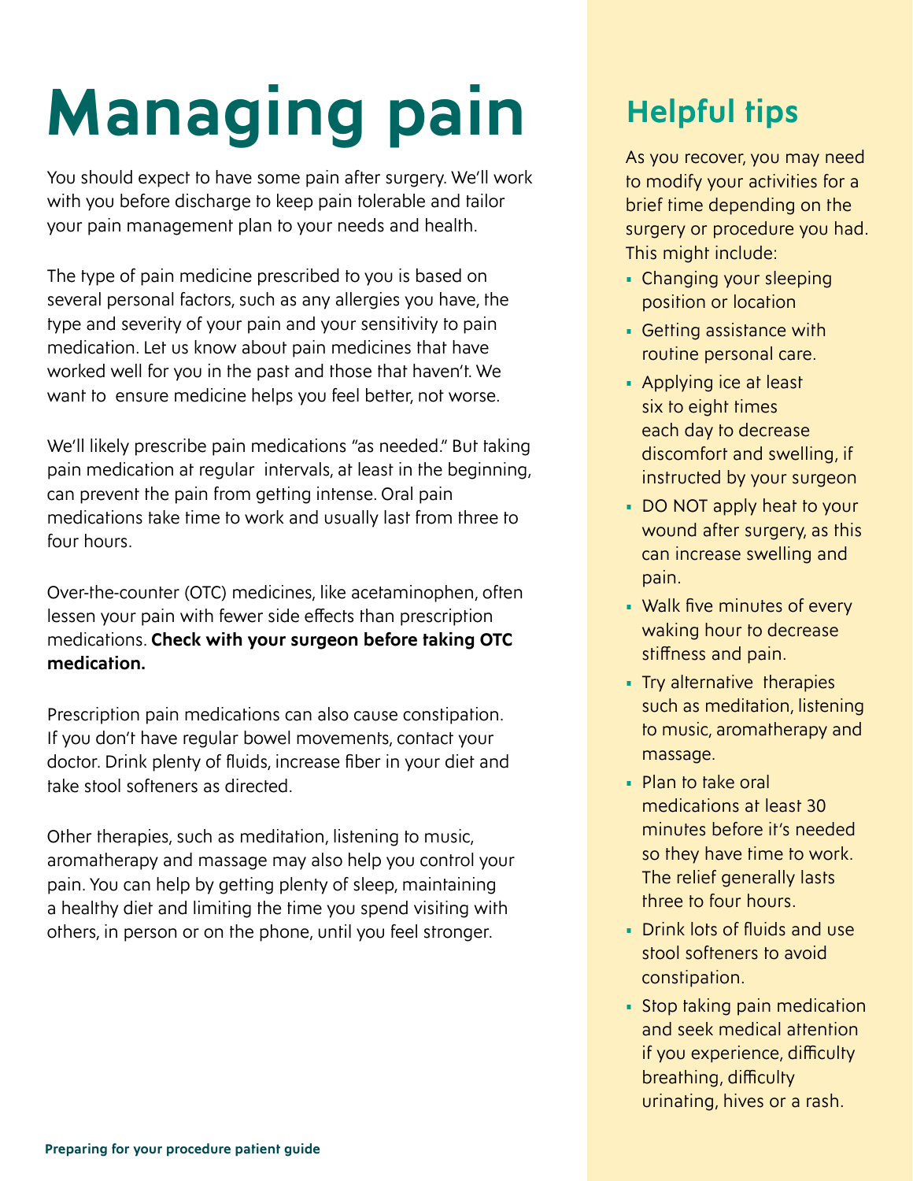# Managing pain

You should expect to have some pain after surgery. We'll work with you before discharge to keep pain tolerable and tailor your pain management plan to your needs and health.

The type of pain medicine prescribed to you is based on several personal factors, such as any allergies you have, the type and severity of your pain and your sensitivity to pain medication. Let us know about pain medicines that have worked well for you in the past and those that haven't. We want to ensure medicine helps you feel better, not worse.

We'll likely prescribe pain medications "as needed." But taking pain medication at regular intervals, at least in the beginning, can prevent the pain from getting intense. Oral pain medications take time to work and usually last from three to four hours.

Over-the-counter (OTC) medicines, like acetaminophen, often lessen your pain with fewer side effects than prescription medications. **Check with your surgeon before taking OTC medication.**

Prescription pain medications can also cause constipation. If you don't have regular bowel movements, contact your doctor. Drink plenty of fluids, increase fiber in your diet and take stool softeners as directed.

Other therapies, such as meditation, listening to music, aromatherapy and massage may also help you control your pain. You can help by getting plenty of sleep, maintaining a healthy diet and limiting the time you spend visiting with others, in person or on the phone, until you feel stronger.

## Helpful tips

As you recover, you may need to modify your activities for a brief time depending on the surgery or procedure you had. This might include:

- Changing your sleeping position or location
- Getting assistance with routine personal care.
- Applying ice at least six to eight times each day to decrease discomfort and swelling, if instructed by your surgeon
- DO NOT apply heat to your wound after surgery, as this can increase swelling and pain.
- Walk five minutes of every waking hour to decrease stiffness and pain.
- Try alternative therapies such as meditation, listening to music, aromatherapy and massage.
- Plan to take oral medications at least 30 minutes before it's needed so they have time to work. The relief generally lasts three to four hours.
- Drink lots of fluids and use stool softeners to avoid constipation.
- Stop taking pain medication and seek medical attention if you experience, difficulty breathing, difficulty urinating, hives or a rash.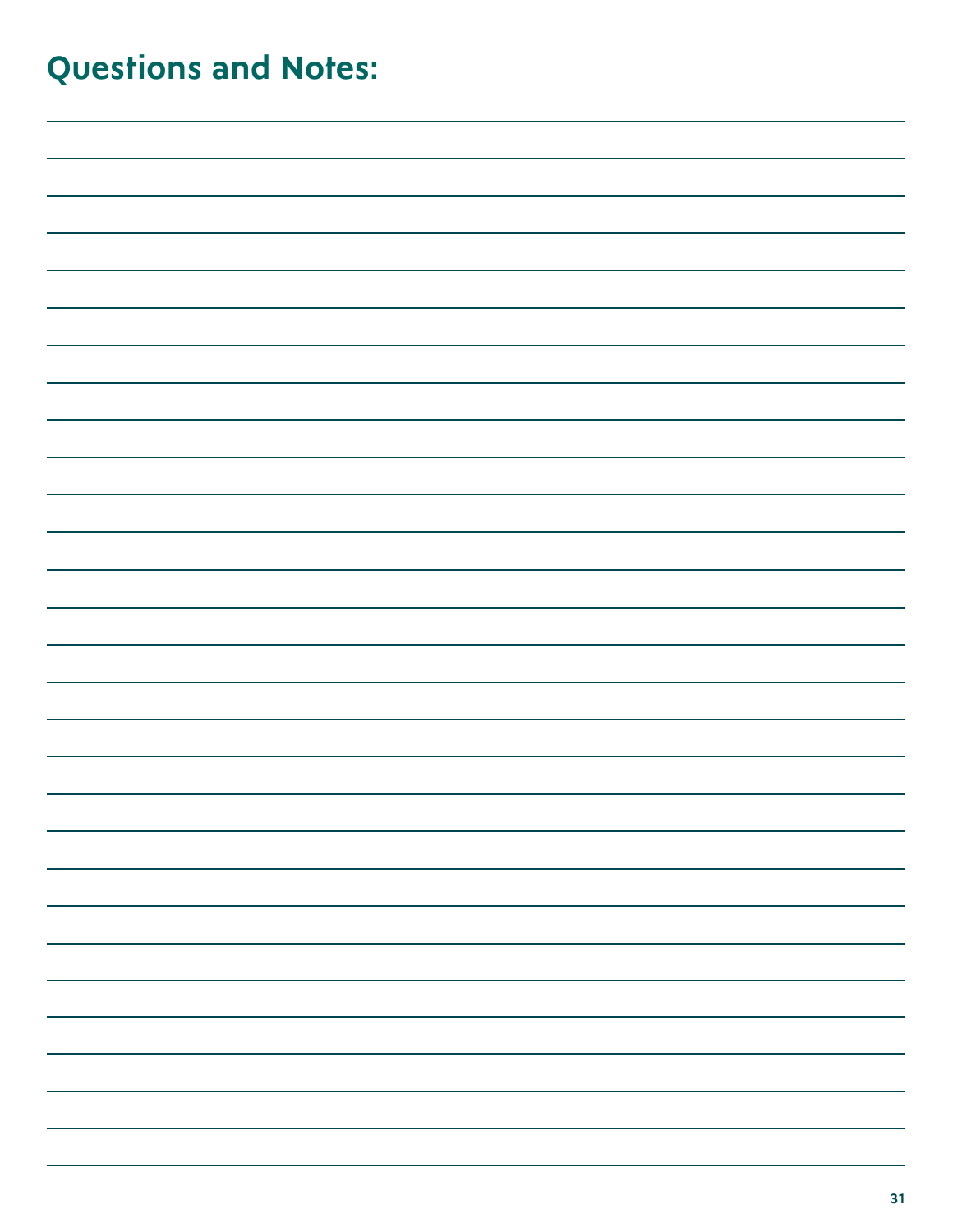# Questions and Notes: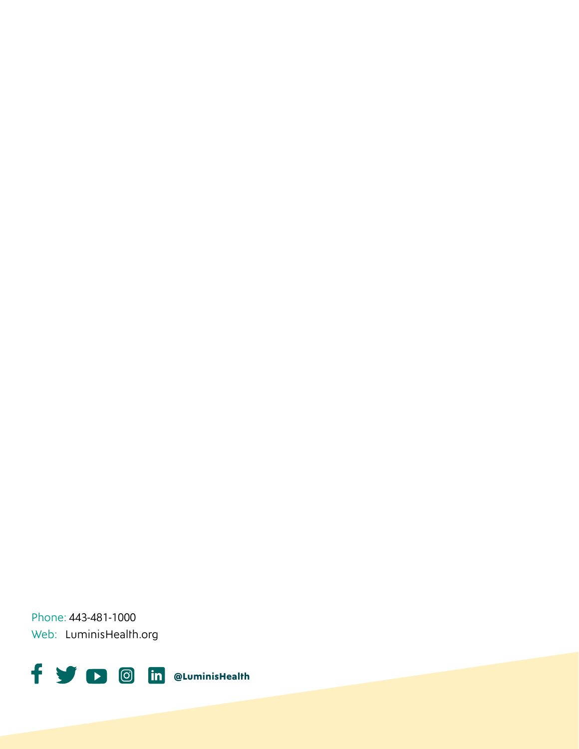Phone: 443-481-1000
Web: LuminisHealth.org

@LuminisHealth